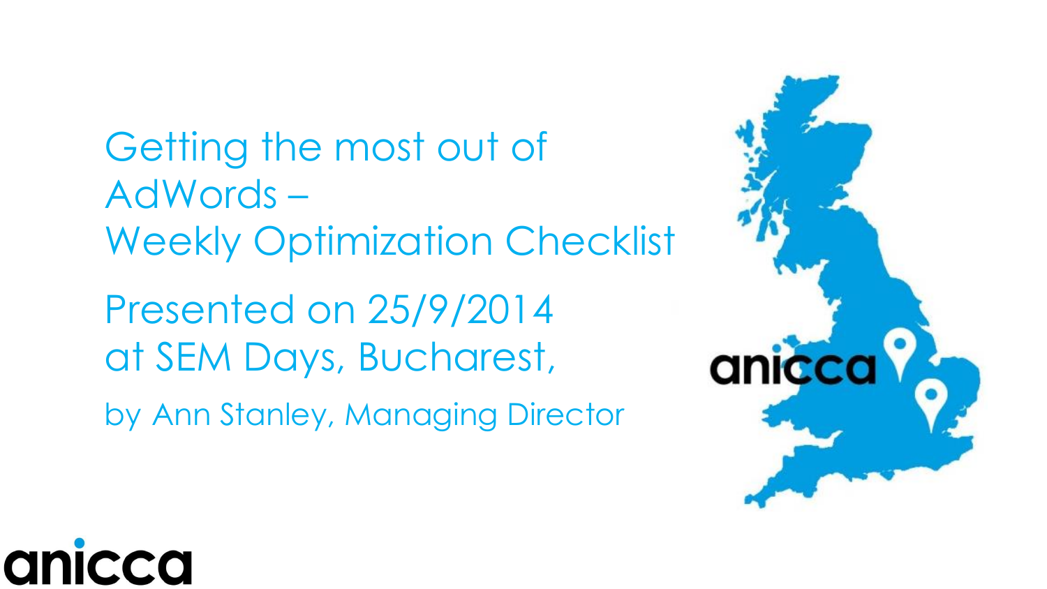# Getting the most out of AdWords – Weekly Optimization Checklist

Presented on 25/9/2014
at SEM Days, Bucharest,

by Ann Stanley, Managing Director

anicca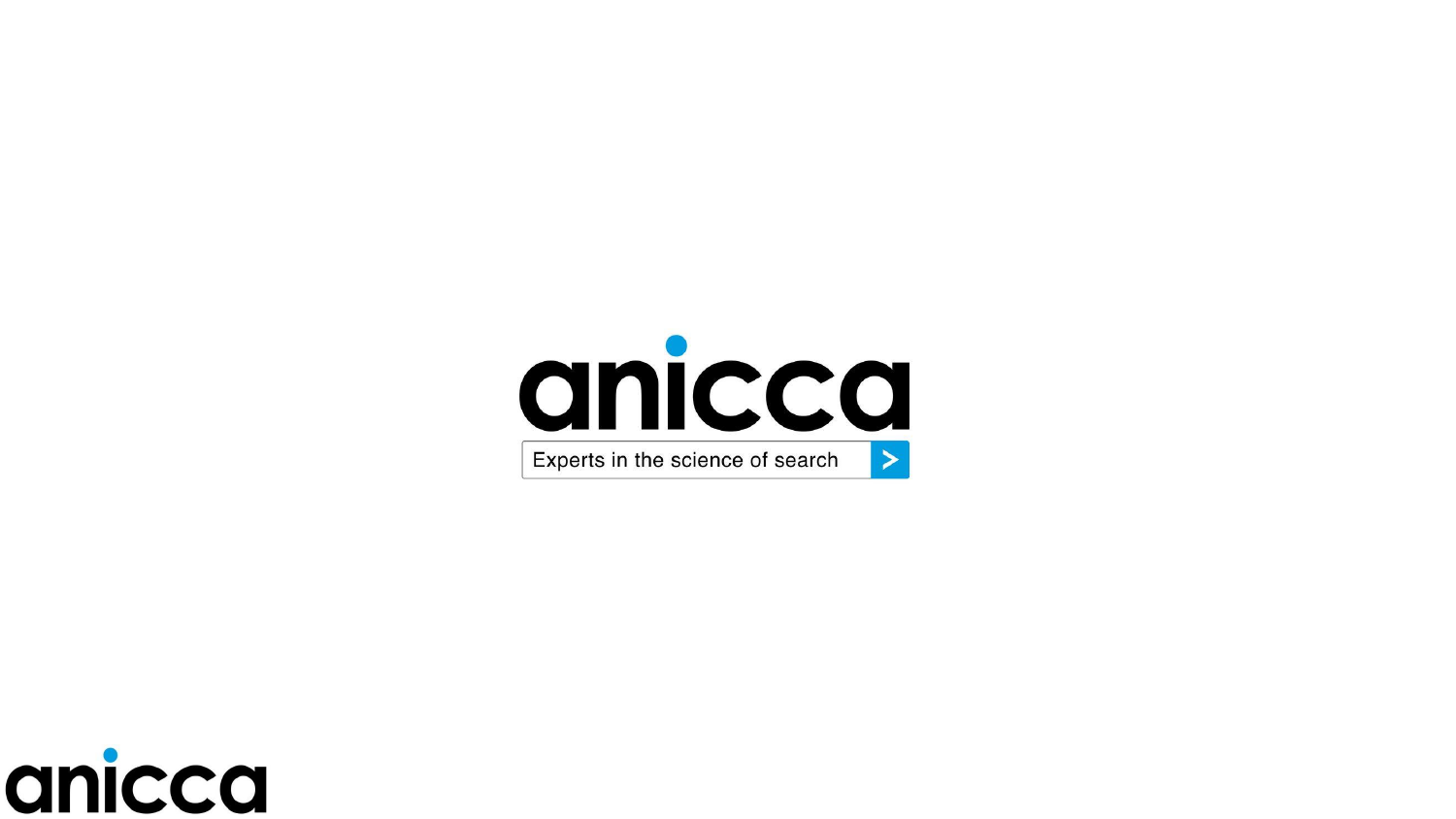anicca

Experts in the science of search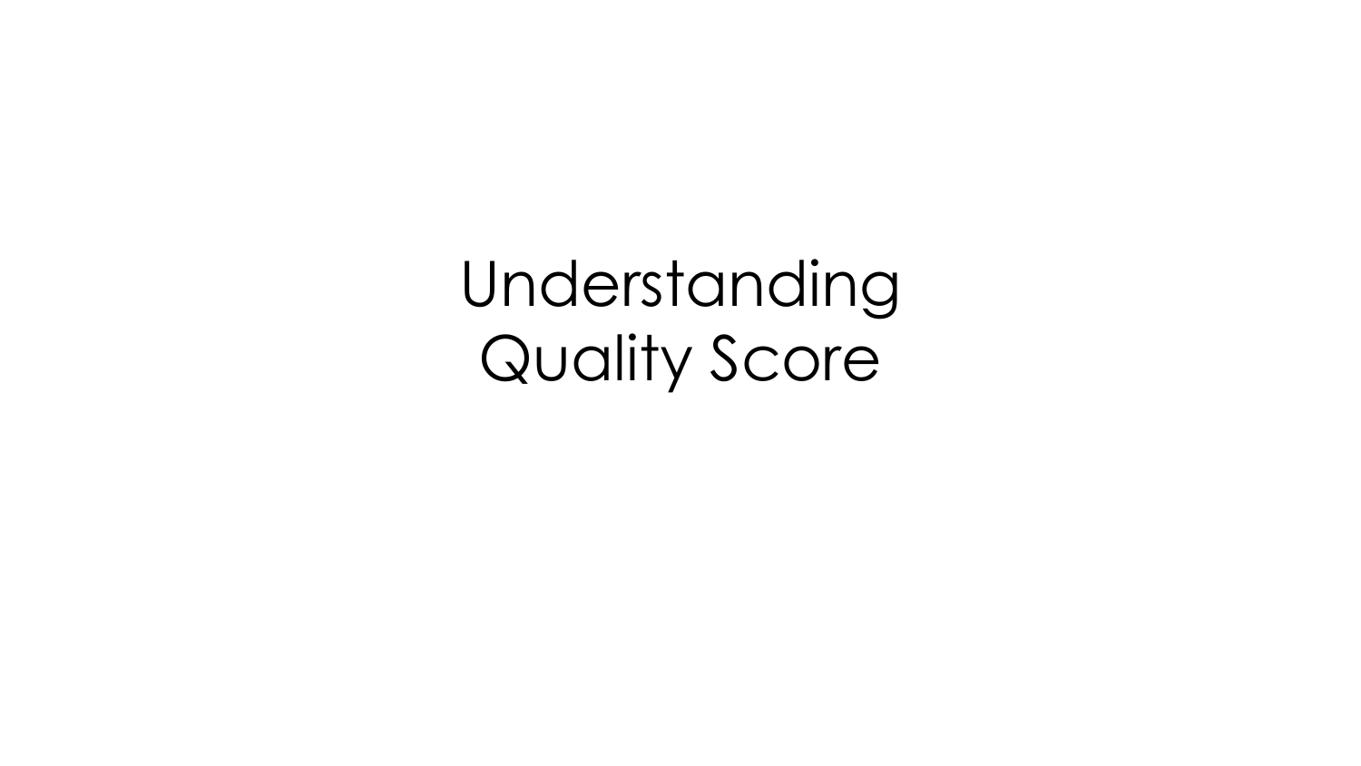# Understanding Quality Score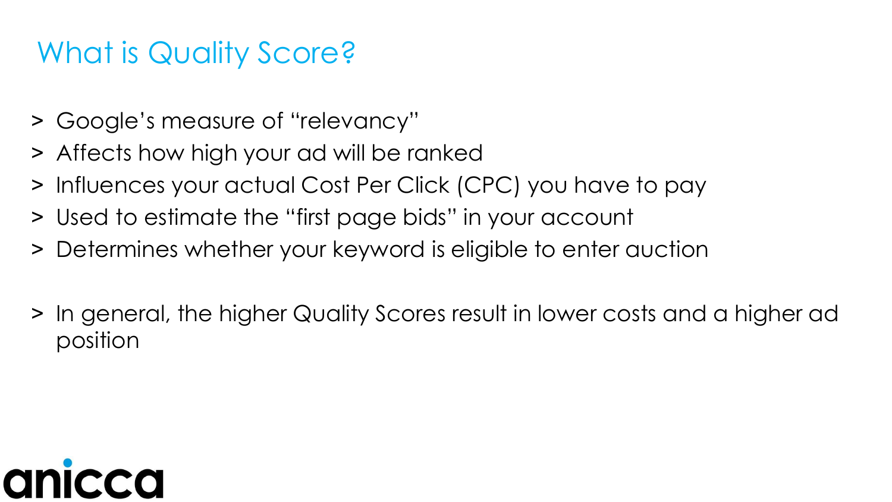# What is Quality Score?

- Google's measure of "relevancy"
- Affects how high your ad will be ranked
- Influences your actual Cost Per Click (CPC) you have to pay
- Used to estimate the "first page bids" in your account
- Determines whether your keyword is eligible to enter auction

- In general, the higher Quality Scores result in lower costs and a higher ad position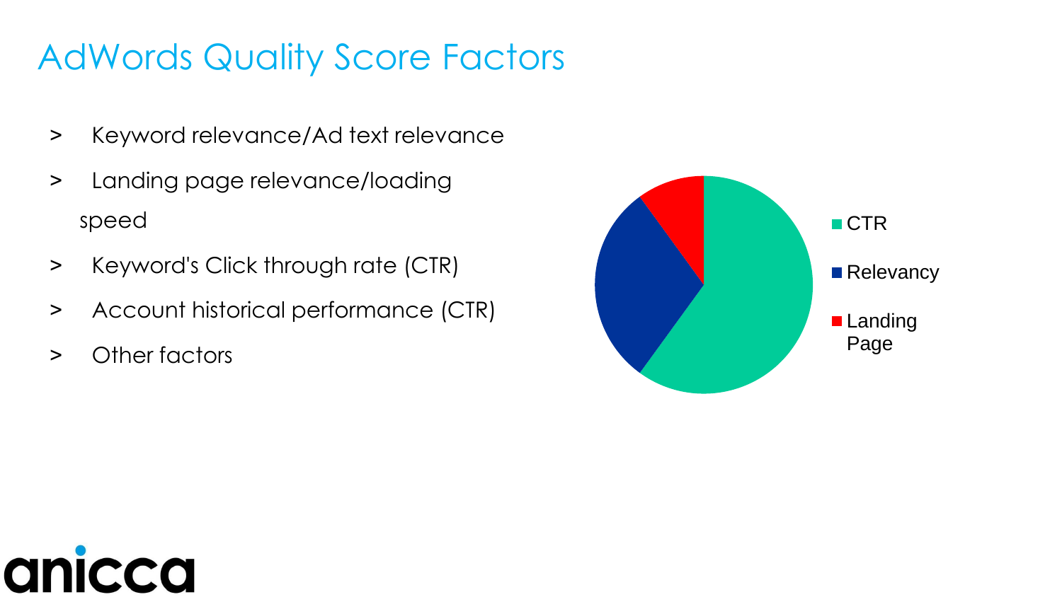# AdWords Quality Score Factors

- Keyword relevance/Ad text relevance
- Landing page relevance/loading speed
- Keyword's Click through rate (CTR)
- Account historical performance (CTR)
- Other factors

CTR

Relevancy

Landing Page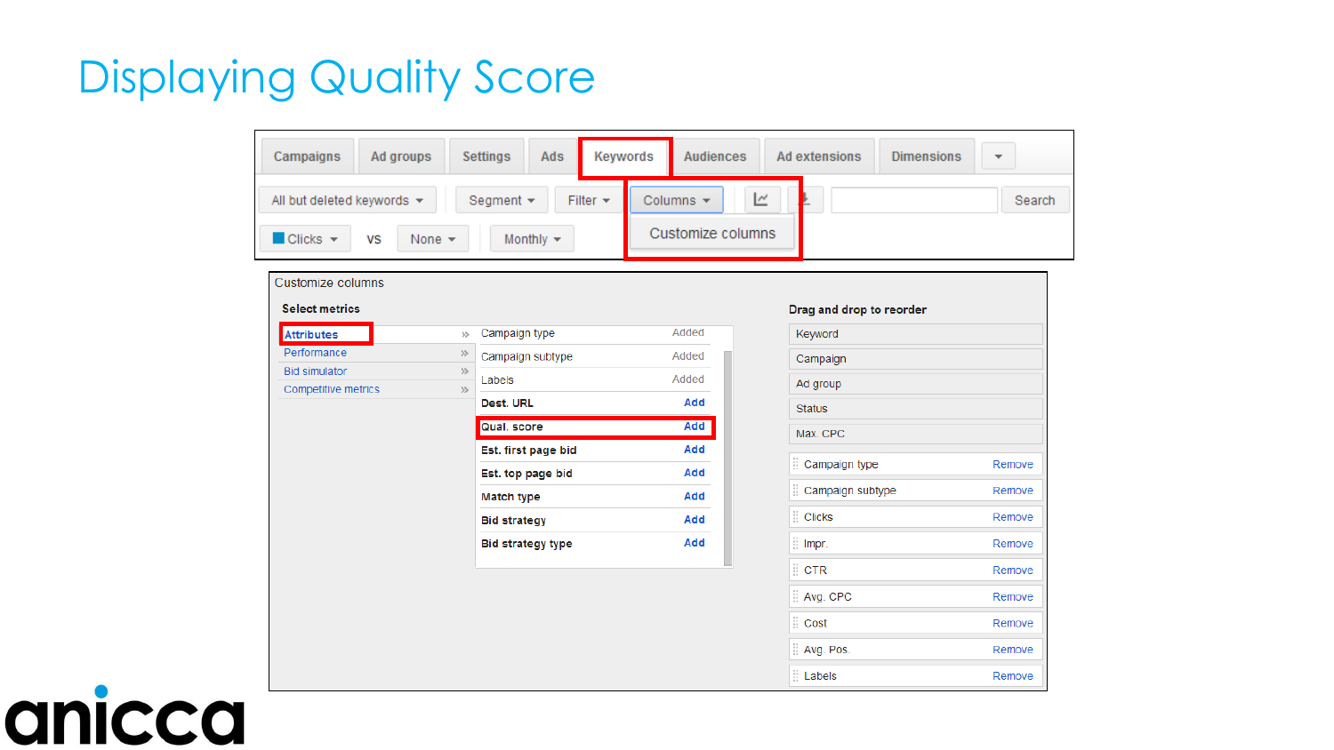# Displaying Quality Score

Campaigns | Ad groups | Settings | Ads | **Keywords** | Audiences | Ad extensions | Dimensions

All but deleted keywords | Segment | Filter | **Columns** | Search

**Customize columns**

Clicks vs None | Monthly

Customize columns

**Select metrics**

- **Attributes**
- Performance
- Bid simulator
- Competitive metrics

| Metric | |
|---|---|
| Campaign type | Added |
| Campaign subtype | Added |
| Labels | Added |
| Dest. URL | Add |
| **Qual. score** | **Add** |
| Est. first page bid | Add |
| Est. top page bid | Add |
| Match type | Add |
| Bid strategy | Add |
| Bid strategy type | Add |

**Drag and drop to reorder**

- Keyword
- Campaign
- Ad group
- Status
- Max. CPC
- Campaign type — Remove
- Campaign subtype — Remove
- Clicks — Remove
- Impr. — Remove
- CTR — Remove
- Avg. CPC — Remove
- Cost — Remove
- Avg. Pos. — Remove
- Labels — Remove

anicca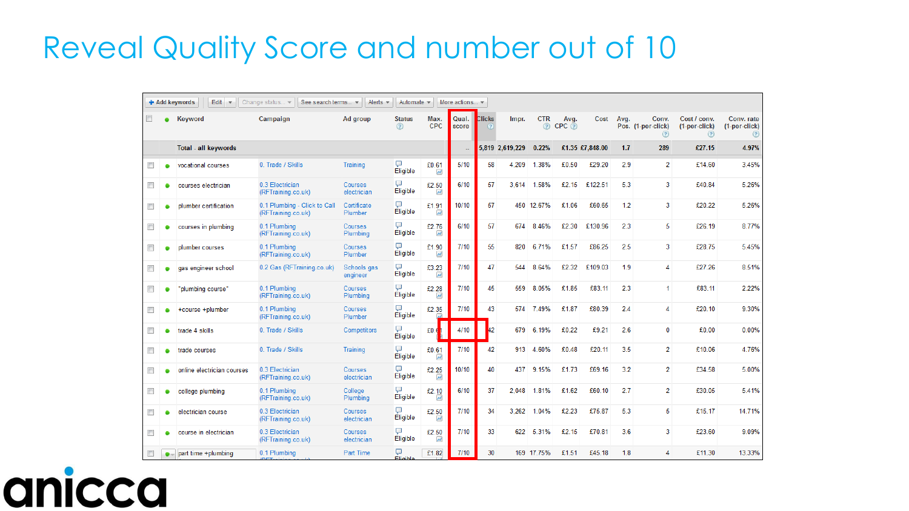# Reveal Quality Score and number out of 10

+ Add keywords | Edit | Change status... | See search terms... | Alerts | Automate | More actions...

| Keyword | Campaign | Ad group | Status | Max. CPC | Qual. score | Clicks | Impr. | CTR | Avg. CPC | Cost | Avg. Pos. | Conv. (1-per-click) | Cost / conv. (1-per-click) | Conv. rate (1-per-click) |
|---|---|---|---|---|---|---|---|---|---|---|---|---|---|---|
| Total - all keywords | | | | | -- | 5,819 | 2,619,229 | 0.22% | £1.35 | £7,848.00 | 1.7 | 289 | £27.15 | 4.97% |
| vocational courses | 0. Trade / Skills | Training | Eligible | £0.61 | 5/10 | 58 | 4,209 | 1.38% | £0.50 | £29.20 | 2.9 | 2 | £14.60 | 3.45% |
| courses electrician | 0.3 Electrician (RFTraining.co.uk) | Courses electrician | Eligible | £2.50 | 6/10 | 57 | 3,614 | 1.58% | £2.15 | £122.51 | 5.3 | 3 | £40.84 | 5.26% |
| plumber certification | 0.1 Plumbing - Click to Call (RFTraining.co.uk) | Certificate Plumber | Eligible | £1.91 | 10/10 | 57 | 450 | 12.67% | £1.06 | £60.65 | 1.2 | 3 | £20.22 | 5.26% |
| courses in plumbing | 0.1 Plumbing (RFTraining.co.uk) | Courses Plumbing | Eligible | £2.76 | 6/10 | 57 | 674 | 8.46% | £2.30 | £130.96 | 2.3 | 5 | £26.19 | 8.77% |
| plumber courses | 0.1 Plumbing (RFTraining.co.uk) | Courses Plumber | Eligible | £1.90 | 7/10 | 55 | 820 | 6.71% | £1.57 | £86.25 | 2.5 | 3 | £28.75 | 5.45% |
| gas engineer school | 0.2 Gas (RFTraining.co.uk) | Schools gas engineer | Eligible | £3.23 | 7/10 | 47 | 544 | 8.64% | £2.32 | £109.03 | 1.9 | 4 | £27.26 | 8.51% |
| "plumbing course" | 0.1 Plumbing (RFTraining.co.uk) | Courses Plumbing | Eligible | £2.28 | 7/10 | 45 | 559 | 8.05% | £1.85 | £83.11 | 2.3 | 1 | £83.11 | 2.22% |
| +course +plumber | 0.1 Plumbing (RFTraining.co.uk) | Courses Plumber | Eligible | £2.35 | 7/10 | 43 | 574 | 7.49% | £1.87 | £80.39 | 2.4 | 4 | £20.10 | 9.30% |
| trade 4 skills | 0. Trade / Skills | Competitors | Eligible | £0.61 | 4/10 | 42 | 679 | 6.19% | £0.22 | £9.21 | 2.6 | 0 | £0.00 | 0.00% |
| trade courses | 0. Trade / Skills | Training | Eligible | £0.61 | 7/10 | 42 | 913 | 4.60% | £0.48 | £20.11 | 3.5 | 2 | £10.06 | 4.76% |
| online electrician courses | 0.3 Electrician (RFTraining.co.uk) | Courses electrician | Eligible | £2.25 | 10/10 | 40 | 437 | 9.15% | £1.73 | £69.16 | 3.2 | 2 | £34.58 | 5.00% |
| college plumbing | 0.1 Plumbing (RFTraining.co.uk) | College Plumbing | Eligible | £2.10 | 6/10 | 37 | 2,048 | 1.81% | £1.62 | £60.10 | 2.7 | 2 | £30.05 | 5.41% |
| electrician course | 0.3 Electrician (RFTraining.co.uk) | Courses electrician | Eligible | £2.50 | 7/10 | 34 | 3,262 | 1.04% | £2.23 | £75.87 | 5.3 | 5 | £15.17 | 14.71% |
| course in electrician | 0.3 Electrician (RFTraining.co.uk) | Courses electrician | Eligible | £2.50 | 7/10 | 33 | 622 | 5.31% | £2.15 | £70.81 | 3.6 | 3 | £23.60 | 9.09% |
| part time +plumbing | 0.1 Plumbing (RFTraining.co.uk) | Part Time | Eligible | £1.82 | 7/10 | 30 | 169 | 17.75% | £1.51 | £45.18 | 1.8 | 4 | £11.30 | 13.33% |

anicca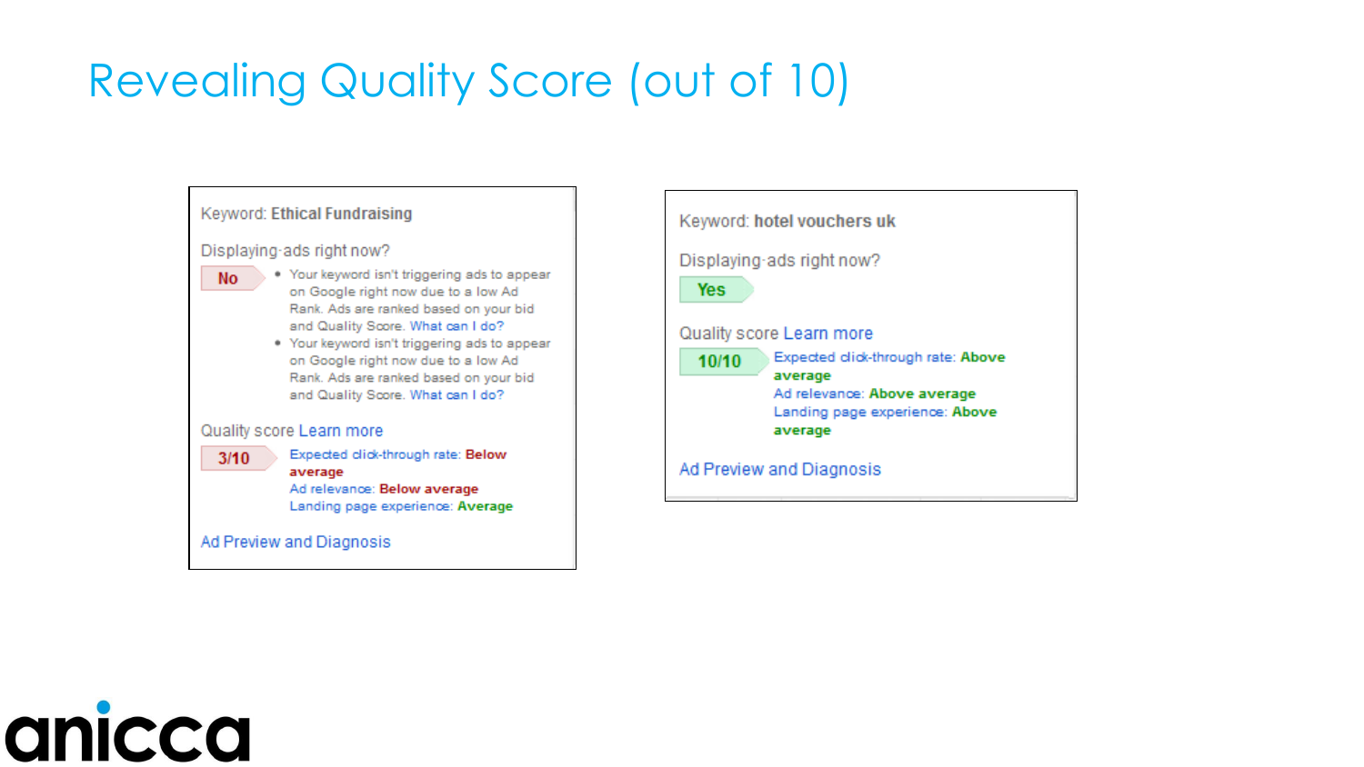# Revealing Quality Score (out of 10)

Keyword: **Ethical Fundraising**

Displaying ads right now?

**No**

- Your keyword isn't triggering ads to appear on Google right now due to a low Ad Rank. Ads are ranked based on your bid and Quality Score. What can I do?
- Your keyword isn't triggering ads to appear on Google right now due to a low Ad Rank. Ads are ranked based on your bid and Quality Score. What can I do?

Quality score Learn more

**3/10**

Expected click-through rate: **Below average**
Ad relevance: **Below average**
Landing page experience: **Average**

Ad Preview and Diagnosis

Keyword: **hotel vouchers uk**

Displaying ads right now?

**Yes**

Quality score Learn more

**10/10**

Expected click-through rate: **Above average**
Ad relevance: **Above average**
Landing page experience: **Above average**

Ad Preview and Diagnosis

anicca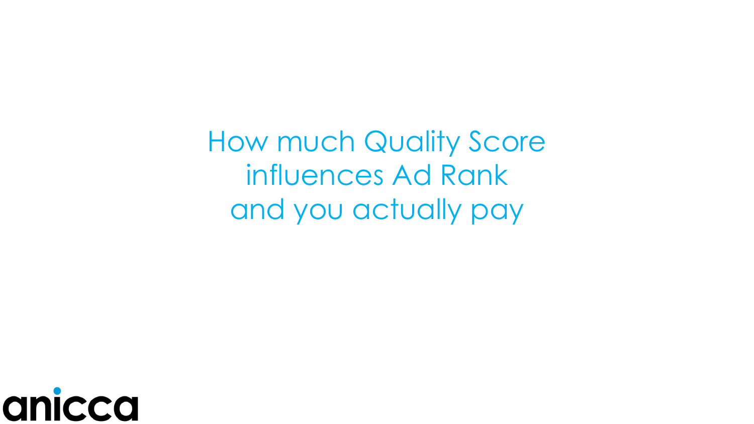# How much Quality Score influences Ad Rank and you actually pay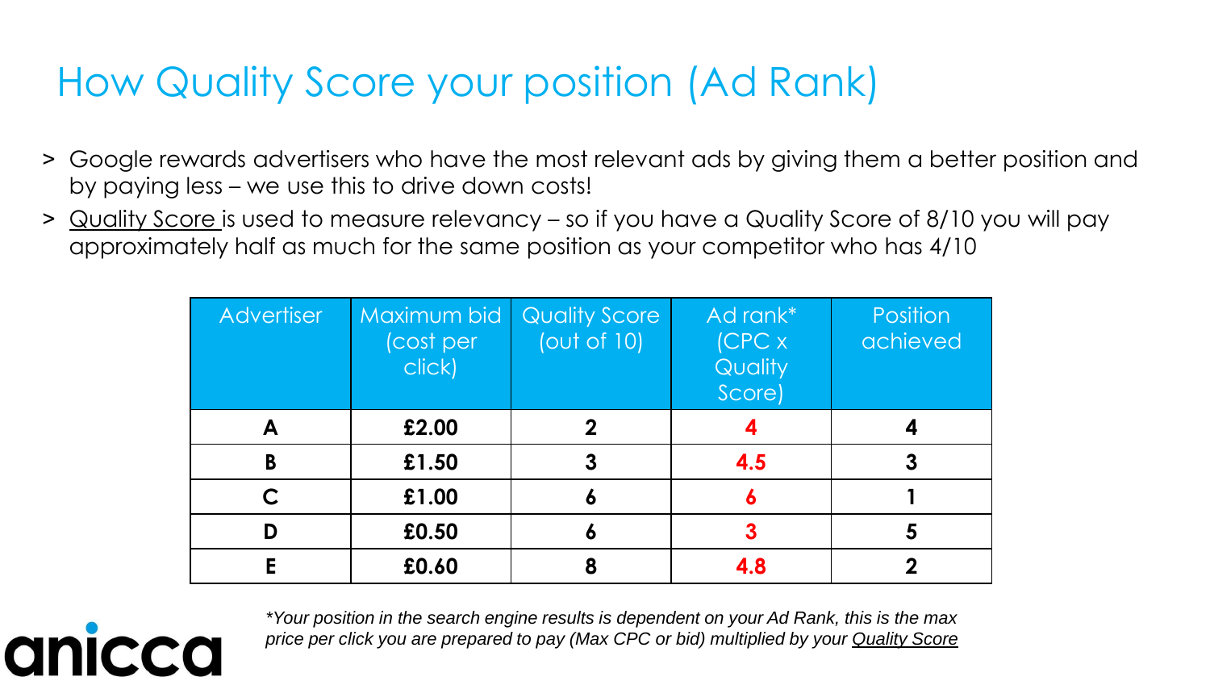# How Quality Score your position (Ad Rank)

> Google rewards advertisers who have the most relevant ads by giving them a better position and by paying less – we use this to drive down costs!

> Quality Score is used to measure relevancy – so if you have a Quality Score of 8/10 you will pay approximately half as much for the same position as your competitor who has 4/10

| Advertiser | Maximum bid (cost per click) | Quality Score (out of 10) | Ad rank* (CPC x Quality Score) | Position achieved |
|---|---|---|---|---|
| **A** | **£2.00** | **2** | **4** | **4** |
| **B** | **£1.50** | **3** | **4.5** | **3** |
| **C** | **£1.00** | **6** | **6** | **1** |
| **D** | **£0.50** | **6** | **3** | **5** |
| **E** | **£0.60** | **8** | **4.8** | **2** |

*\*Your position in the search engine results is dependent on your Ad Rank, this is the max price per click you are prepared to pay (Max CPC or bid) multiplied by your Quality Score*

anicca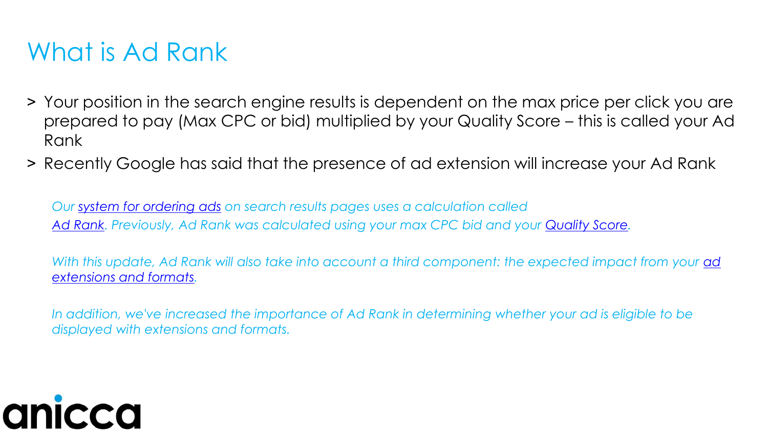# What is Ad Rank

- Your position in the search engine results is dependent on the max price per click you are prepared to pay (Max CPC or bid) multiplied by your Quality Score – this is called your Ad Rank
- Recently Google has said that the presence of ad extension will increase your Ad Rank

> *Our system for ordering ads on search results pages uses a calculation called Ad Rank. Previously, Ad Rank was calculated using your max CPC bid and your Quality Score.*
>
> *With this update, Ad Rank will also take into account a third component: the expected impact from your ad extensions and formats.*
>
> *In addition, we've increased the importance of Ad Rank in determining whether your ad is eligible to be displayed with extensions and formats.*

anicca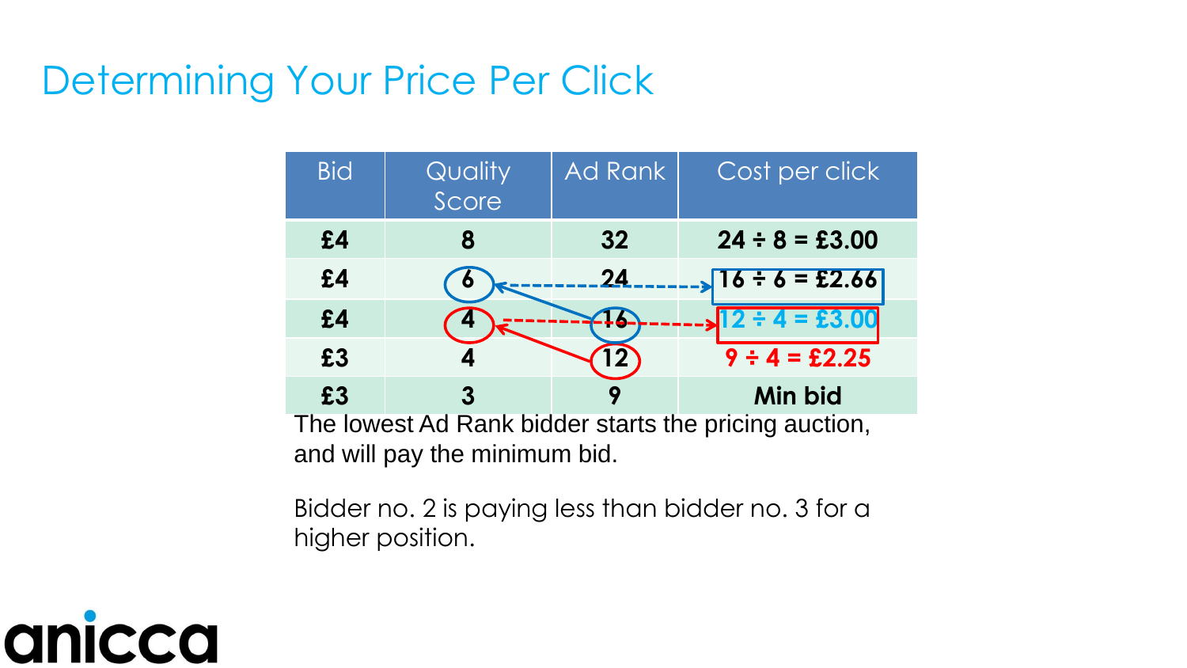# Determining Your Price Per Click

| Bid | Quality Score | Ad Rank | Cost per click |
|---|---|---|---|
| £4 | 8 | 32 | 24 ÷ 8 = £3.00 |
| £4 | 6 | 24 | 16 ÷ 6 = £2.66 |
| £4 | 4 | 16 | 12 ÷ 4 = £3.00 |
| £3 | 4 | 12 | 9 ÷ 4 = £2.25 |
| £3 | 3 | 9 | Min bid |

The lowest Ad Rank bidder starts the pricing auction, and will pay the minimum bid.

Bidder no. 2 is paying less than bidder no. 3 for a higher position.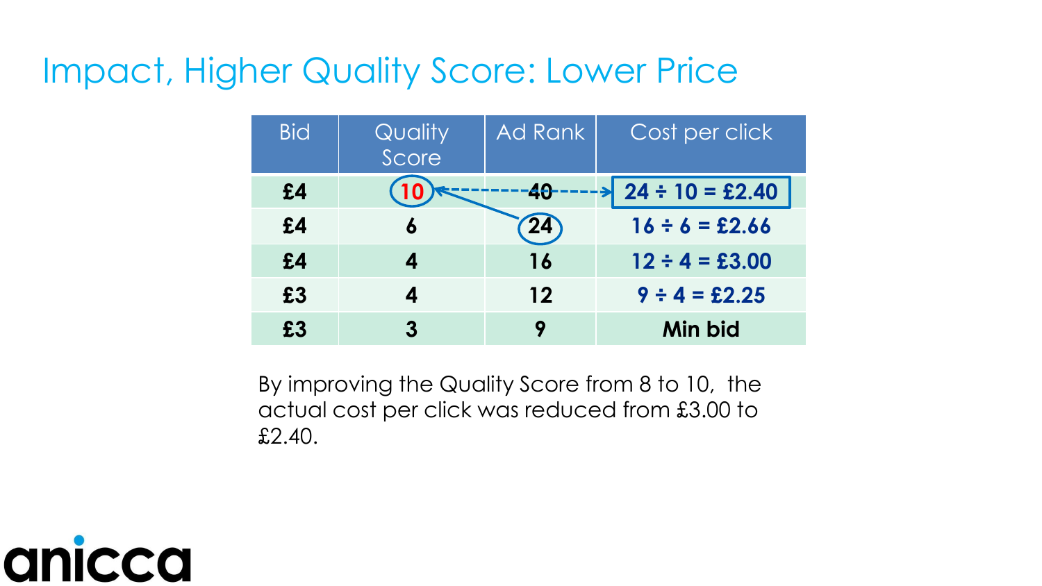# Impact, Higher Quality Score: Lower Price

| Bid | Quality Score | Ad Rank | Cost per click |
|---|---|---|---|
| £4 | 10 | 40 | 24 ÷ 10 = £2.40 |
| £4 | 6 | 24 | 16 ÷ 6 = £2.66 |
| £4 | 4 | 16 | 12 ÷ 4 = £3.00 |
| £3 | 4 | 12 | 9 ÷ 4 = £2.25 |
| £3 | 3 | 9 | Min bid |

By improving the Quality Score from 8 to 10, the actual cost per click was reduced from £3.00 to £2.40.

anicca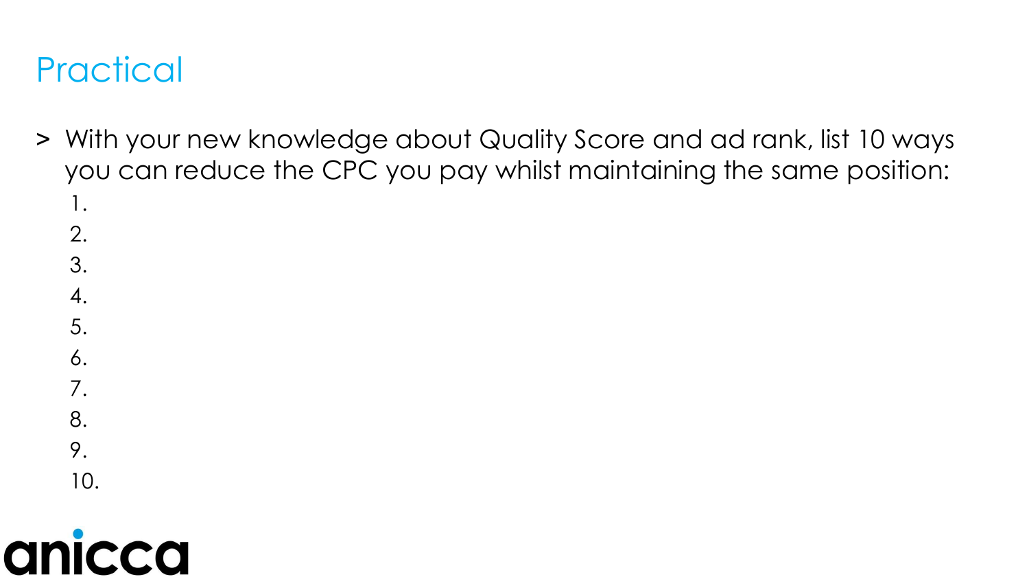# Practical

> With your new knowledge about Quality Score and ad rank, list 10 ways you can reduce the CPC you pay whilst maintaining the same position:

1.
2.
3.
4.
5.
6.
7.
8.
9.
10.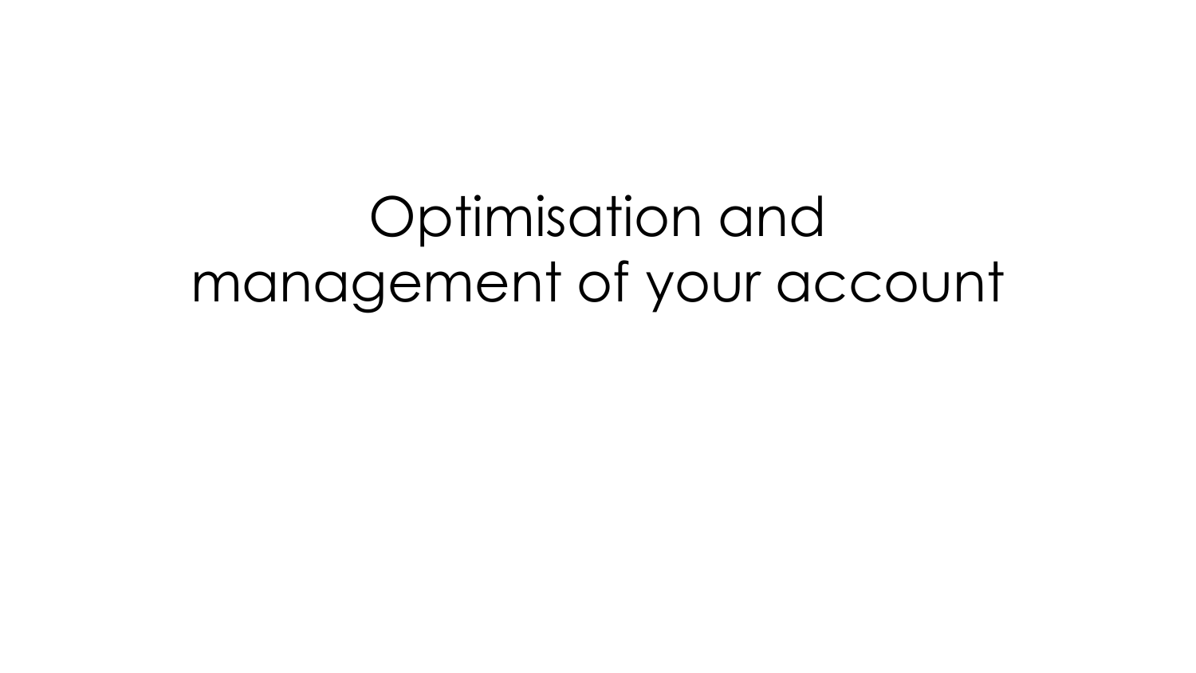# Optimisation and management of your account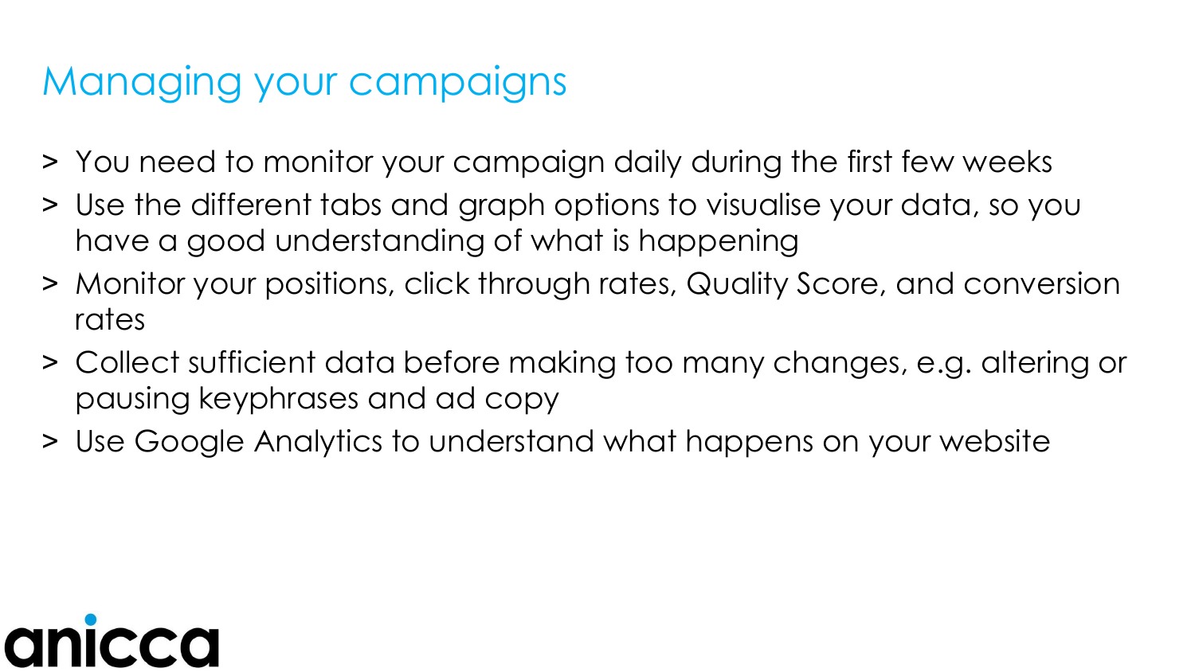# Managing your campaigns

- You need to monitor your campaign daily during the first few weeks
- Use the different tabs and graph options to visualise your data, so you have a good understanding of what is happening
- Monitor your positions, click through rates, Quality Score, and conversion rates
- Collect sufficient data before making too many changes, e.g. altering or pausing keyphrases and ad copy
- Use Google Analytics to understand what happens on your website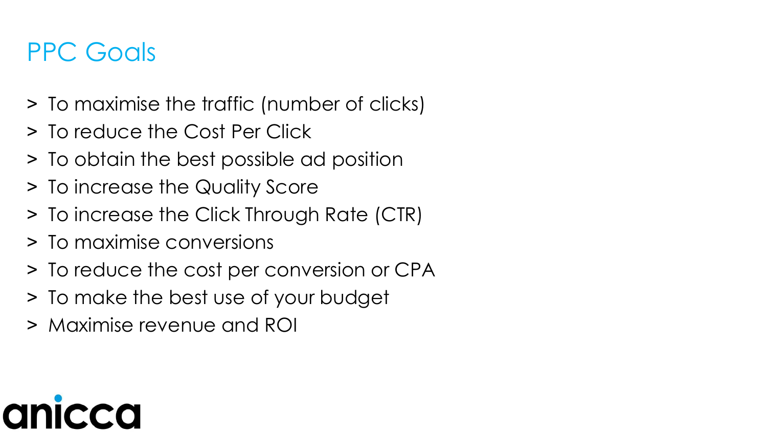## PPC Goals

- To maximise the traffic (number of clicks)
- To reduce the Cost Per Click
- To obtain the best possible ad position
- To increase the Quality Score
- To increase the Click Through Rate (CTR)
- To maximise conversions
- To reduce the cost per conversion or CPA
- To make the best use of your budget
- Maximise revenue and ROI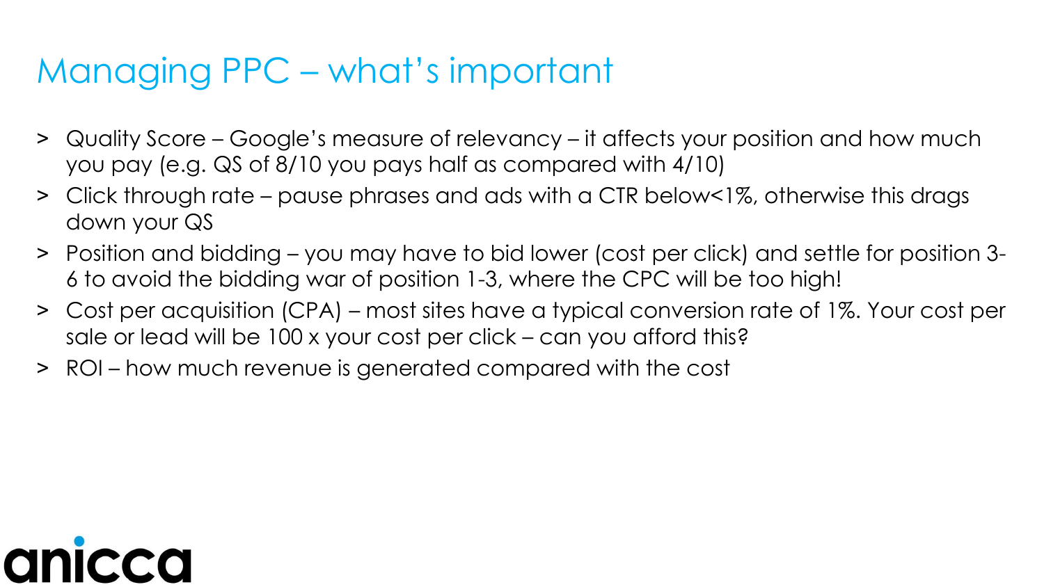# Managing PPC – what's important

- Quality Score – Google's measure of relevancy – it affects your position and how much you pay (e.g. QS of 8/10 you pays half as compared with 4/10)
- Click through rate – pause phrases and ads with a CTR below<1%, otherwise this drags down your QS
- Position and bidding – you may have to bid lower (cost per click) and settle for position 3-6 to avoid the bidding war of position 1-3, where the CPC will be too high!
- Cost per acquisition (CPA) – most sites have a typical conversion rate of 1%. Your cost per sale or lead will be 100 x your cost per click – can you afford this?
- ROI – how much revenue is generated compared with the cost

anicca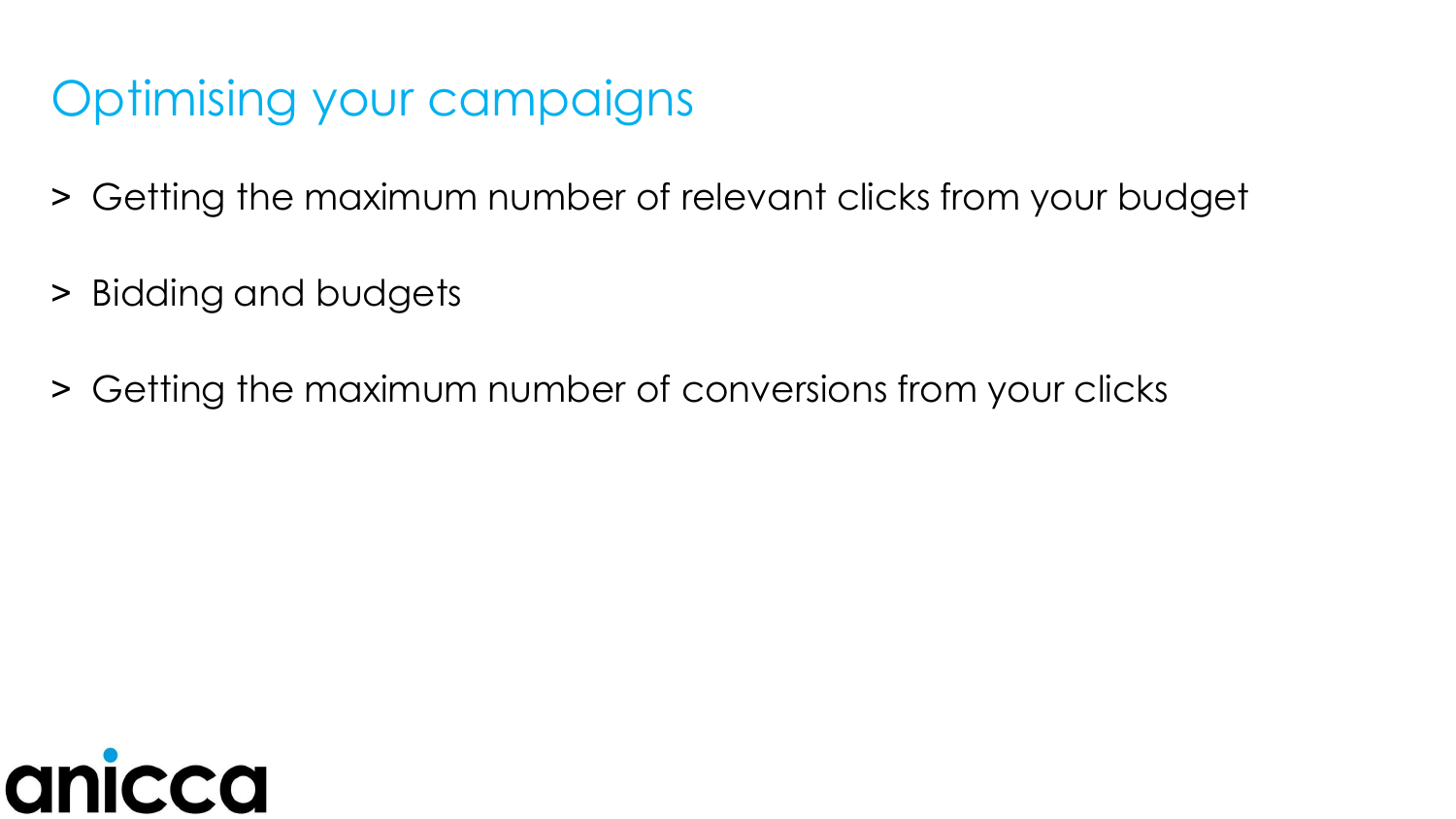# Optimising your campaigns

- Getting the maximum number of relevant clicks from your budget
- Bidding and budgets
- Getting the maximum number of conversions from your clicks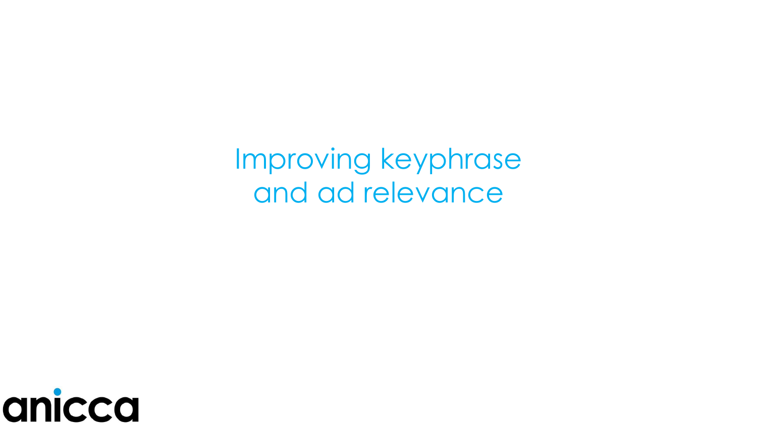# Improving keyphrase and ad relevance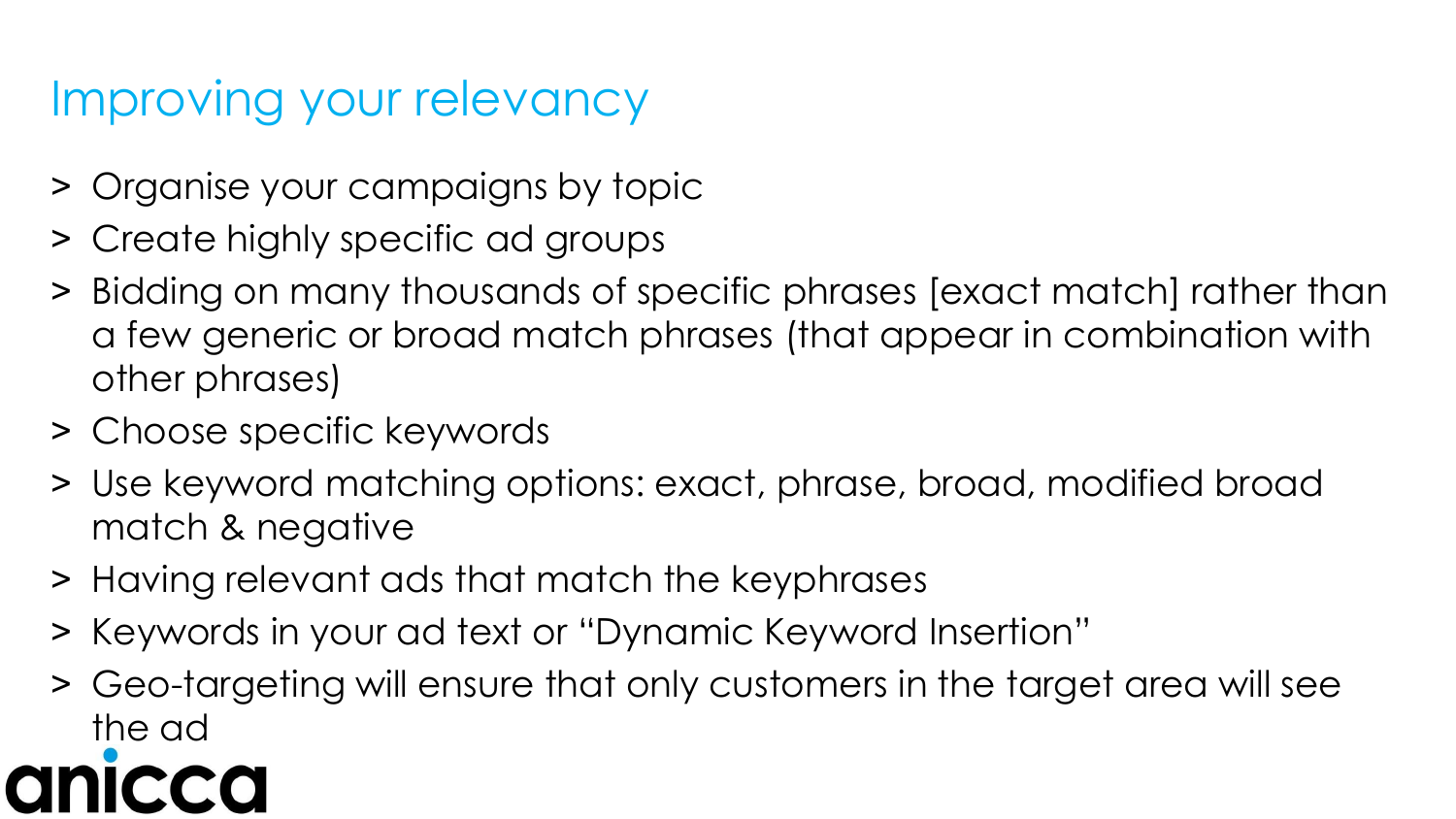# Improving your relevancy

- Organise your campaigns by topic
- Create highly specific ad groups
- Bidding on many thousands of specific phrases [exact match] rather than a few generic or broad match phrases (that appear in combination with other phrases)
- Choose specific keywords
- Use keyword matching options: exact, phrase, broad, modified broad match & negative
- Having relevant ads that match the keyphrases
- Keywords in your ad text or "Dynamic Keyword Insertion"
- Geo-targeting will ensure that only customers in the target area will see the ad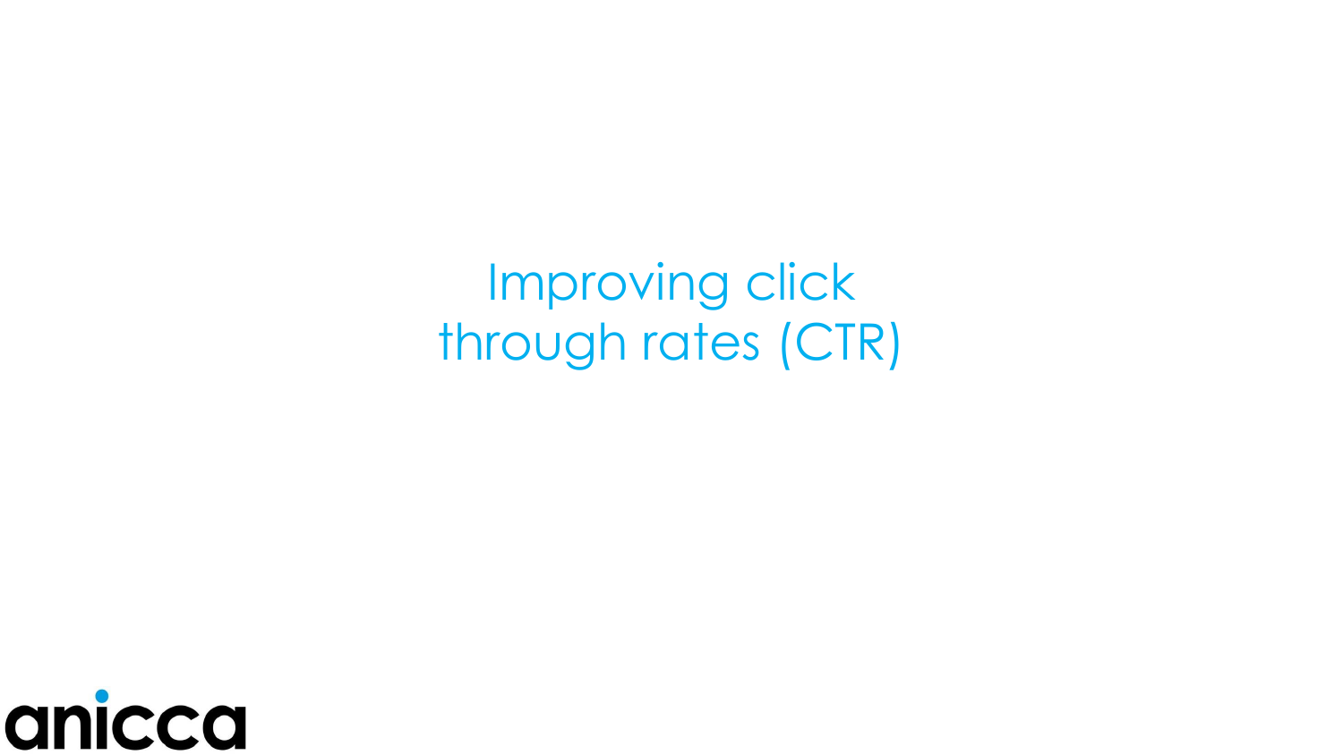# Improving click through rates (CTR)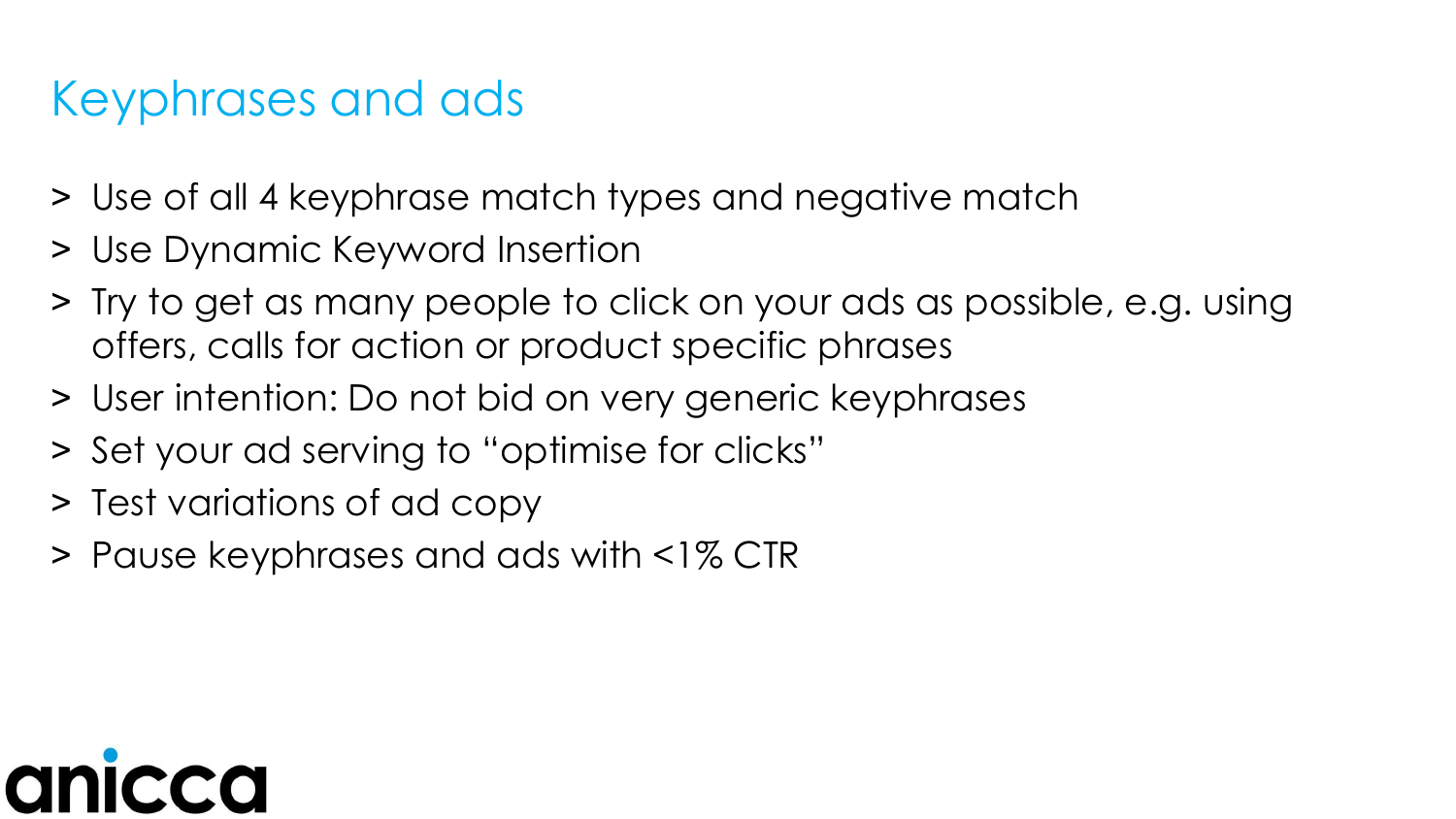# Keyphrases and ads

- Use of all 4 keyphrase match types and negative match
- Use Dynamic Keyword Insertion
- Try to get as many people to click on your ads as possible, e.g. using offers, calls for action or product specific phrases
- User intention: Do not bid on very generic keyphrases
- Set your ad serving to "optimise for clicks"
- Test variations of ad copy
- Pause keyphrases and ads with <1% CTR

anicca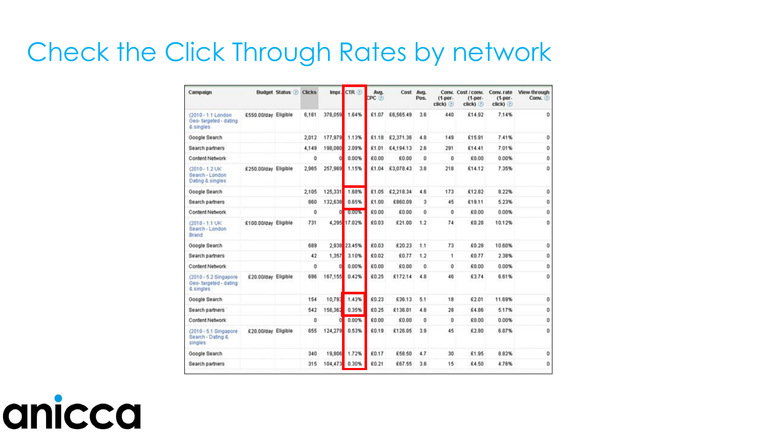# Check the Click Through Rates by network

| Campaign | Budget | Status | Clicks | Impr. | CTR | Avg. CPC | Cost | Avg. Pos. | Conv. (1-per-click) | Cost / conv. (1-per-click) | Conv. rate (1-per-click) | View-through Conv. |
|---|---|---|---|---|---|---|---|---|---|---|---|---|
| (2010 - 1.1 London Geo- targeted - dating & singles | £550.00/day | Eligible | 6,161 | 376,059 | 1.64% | £1.07 | £6,565.49 | 3.6 | 440 | £14.92 | 7.14% | 0 |
| Google Search | | | 2,012 | 177,979 | 1.13% | £1.18 | £2,371.36 | 4.8 | 149 | £15.91 | 7.41% | 0 |
| Search partners | | | 4,149 | 198,080 | 2.09% | £1.01 | £4,194.13 | 2.6 | 291 | £14.41 | 7.01% | 0 |
| Content Network | | | 0 | 0 | 0.00% | £0.00 | £0.00 | 0 | 0 | £0.00 | 0.00% | 0 |
| (2010 - 1.2 UK Search - London Dating & singles | £250.00/day | Eligible | 2,965 | 257,969 | 1.15% | £1.04 | £3,078.43 | 3.8 | 218 | £14.12 | 7.35% | 0 |
| Google Search | | | 2,105 | 125,331 | 1.68% | £1.05 | £2,218.34 | 4.6 | 173 | £12.82 | 8.22% | 0 |
| Search partners | | | 860 | 132,638 | 0.65% | £1.00 | £860.09 | 3 | 45 | £19.11 | 5.23% | 0 |
| Content Network | | | 0 | 0 | 0.00% | £0.00 | £0.00 | 0 | 0 | £0.00 | 0.00% | 0 |
| (2010 - 1.1 UK Search - London Brand | £100.00/day | Eligible | 731 | 4,295 | 17.02% | £0.03 | £21.00 | 1.2 | 74 | £0.28 | 10.12% | 0 |
| Google Search | | | 689 | 2,938 | 23.45% | £0.03 | £20.23 | 1.1 | 73 | £0.28 | 10.60% | 0 |
| Search partners | | | 42 | 1,357 | 3.10% | £0.02 | £0.77 | 1.2 | 1 | £0.77 | 2.38% | 0 |
| Content Network | | | 0 | 0 | 0.00% | £0.00 | £0.00 | 0 | 0 | £0.00 | 0.00% | 0 |
| (2010 - 5.2 Singapore Geo- targeted - dating & singles | £20.00/day | Eligible | 696 | 167,155 | 0.42% | £0.25 | £172.14 | 4.8 | 46 | £3.74 | 6.61% | 0 |
| Google Search | | | 154 | 10,793 | 1.43% | £0.23 | £36.13 | 5.1 | 18 | £2.01 | 11.69% | 0 |
| Search partners | | | 542 | 156,362 | 0.35% | £0.25 | £136.01 | 4.8 | 28 | £4.86 | 5.17% | 0 |
| Content Network | | | 0 | 0 | 0.00% | £0.00 | £0.00 | 0 | 0 | £0.00 | 0.00% | 0 |
| (2010 - 5.1 Singapore Search - Dating & singles | £20.00/day | Eligible | 655 | 124,279 | 0.53% | £0.19 | £126.05 | 3.9 | 45 | £2.80 | 6.87% | 0 |
| Google Search | | | 340 | 19,806 | 1.72% | £0.17 | £58.50 | 4.7 | 30 | £1.95 | 8.82% | 0 |
| Search partners | | | 315 | 104,473 | 0.30% | £0.21 | £67.55 | 3.8 | 15 | £4.50 | 4.76% | 0 |

anicca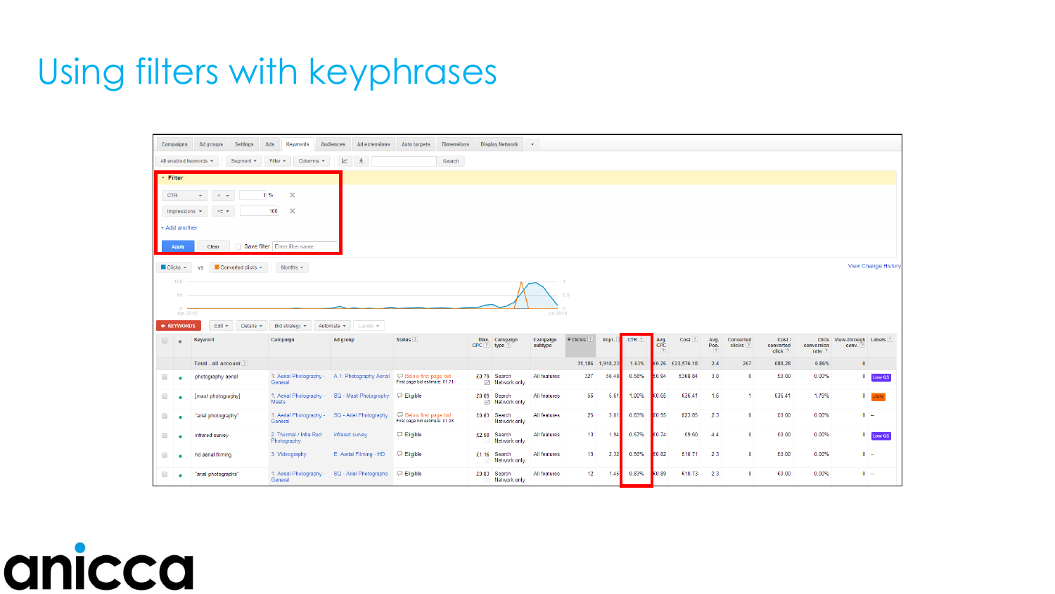# Using filters with keyphrases

**Filter**

| Metric | Operator | Value |
|---|---|---|
| CTR | < | 1 % |
| Impressions | >= | 100 |

| Keyword | Campaign | Ad group | Status | Max. CPC | Campaign type | Campaign subtype | Clicks | Impr. | CTR | Avg. CPC | Cost | Avg. Pos. | Converted clicks | Cost / converted click | Click conversion rate | View-through conv. | Labels |
|---|---|---|---|---|---|---|---|---|---|---|---|---|---|---|---|---|---|
| Total - all account | | | | | | | 31,186 | 1,918,23 | 1.63% | £0.76 | £23,576.18 | 2.4 | 267 | £88.28 | 0.86% | 0 | |
| photography aerial | 1. Aerial Photography - General | A.1: Photography Aerial | Below first page bid. First page bid estimate: £1.71 | £0.79 | Search Network only | All features | 327 | 56,48 | 0.58% | £0.94 | £308.84 | 3.0 | 0 | £0.00 | 0.00% | 0 | Low QS |
| [mast photography] | 1. Aerial Photography - Masts | SQ - Mast Photography | Eligible | £0.69 | Search Network only | All features | 56 | 5,61 | 1.00% | £0.65 | £36.41 | 1.6 | 1 | £36.41 | 1.79% | 0 | -10% |
| "arial photography" | 1. Aerial Photography - General | SQ - Arial Photography | Below first page bid. First page bid estimate: £1.28 | £0.83 | Search Network only | All features | 25 | 3,01 | 0.83% | £0.95 | £23.85 | 2.3 | 0 | £0.00 | 0.00% | 0 | -- |
| infrared survey | 2. Thermal / Infra Red Photography | infrared survey | Eligible | £2.50 | Search Network only | All features | 13 | 1,94 | 0.67% | £0.74 | £9.60 | 4.4 | 0 | £0.00 | 0.00% | 0 | Low QS |
| hd aerial filming | 3. Videography | E. Aerial Filming - HD | Eligible | £1.16 | Search Network only | All features | 13 | 2,32 | 0.56% | £0.82 | £10.71 | 2.3 | 0 | £0.00 | 0.00% | 0 | -- |
| "arial photographs" | 1. Aerial Photography - General | SQ - Arial Photographs | Eligible | £0.83 | Search Network only | All features | 12 | 1,45 | 0.83% | £0.89 | £10.73 | 2.3 | 0 | £0.00 | 0.00% | 0 | -- |

anicca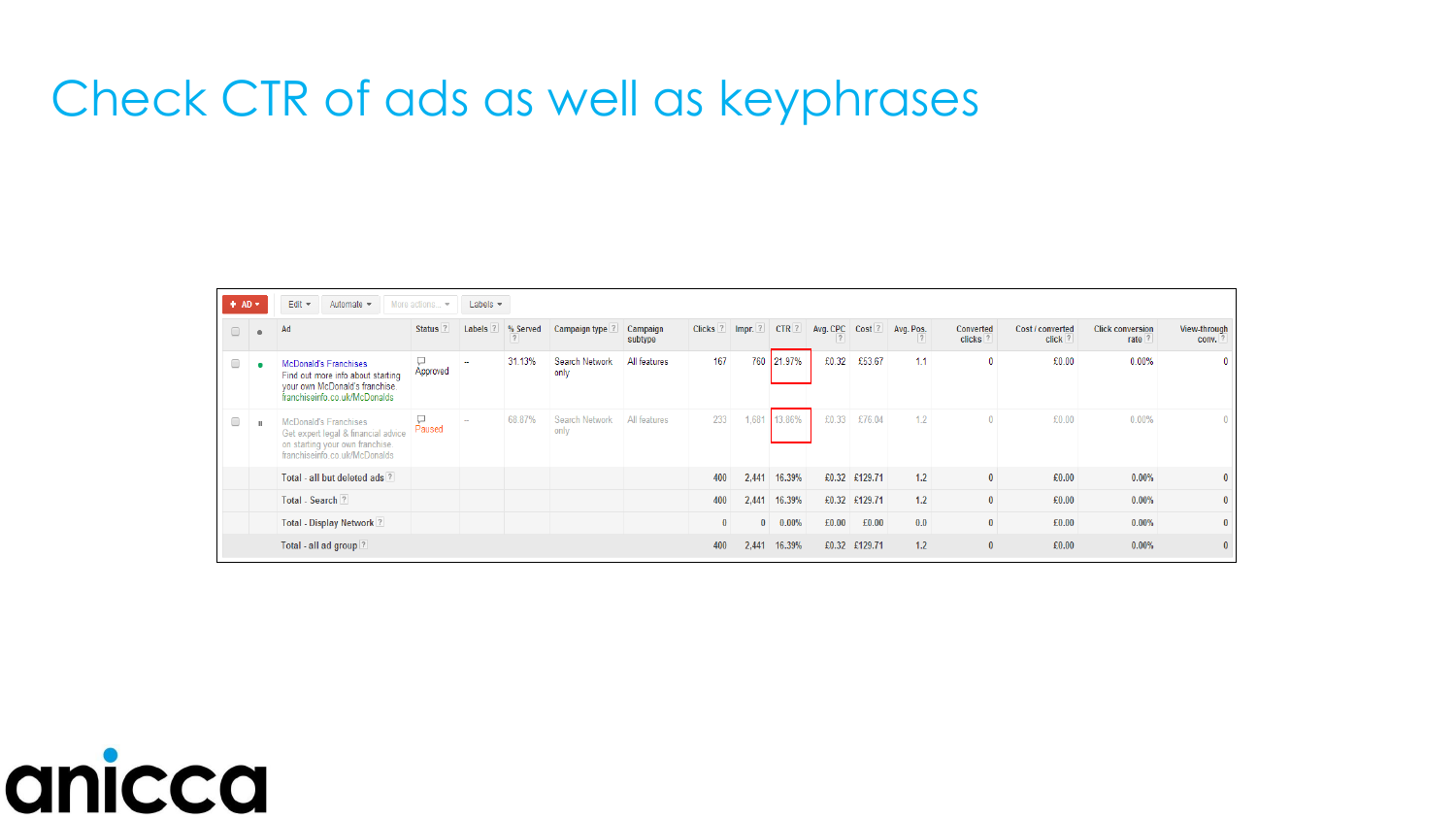# Check CTR of ads as well as keyphrases

| Ad | Status | Labels | % Served | Campaign type | Campaign subtype | Clicks | Impr. | CTR | Avg. CPC | Cost | Avg. Pos. | Converted clicks | Cost / converted click | Click conversion rate | View-through conv. |
|---|---|---|---|---|---|---|---|---|---|---|---|---|---|---|---|
| McDonald's Franchises Find out more info about starting your own McDonald's franchise. franchiseinfo.co.uk/McDonalds | Approved | -- | 31.13% | Search Network only | All features | 167 | 760 | 21.97% | £0.32 | £53.67 | 1.1 | 0 | £0.00 | 0.00% | 0 |
| McDonald's Franchises Get expert legal & financial advice on starting your own franchise franchiseinfo.co.uk/McDonalds | Paused | -- | 68.87% | Search Network only | All features | 233 | 1,681 | 13.86% | £0.33 | £76.04 | 1.2 | 0 | £0.00 | 0.00% | 0 |
| Total - all but deleted ads | | | | | | 400 | 2,441 | 16.39% | £0.32 | £129.71 | 1.2 | 0 | £0.00 | 0.00% | 0 |
| Total - Search | | | | | | 400 | 2,441 | 16.39% | £0.32 | £129.71 | 1.2 | 0 | £0.00 | 0.00% | 0 |
| Total - Display Network | | | | | | 0 | 0 | 0.00% | £0.00 | £0.00 | 0.0 | 0 | £0.00 | 0.00% | 0 |
| Total - all ad group | | | | | | 400 | 2,441 | 16.39% | £0.32 | £129.71 | 1.2 | 0 | £0.00 | 0.00% | 0 |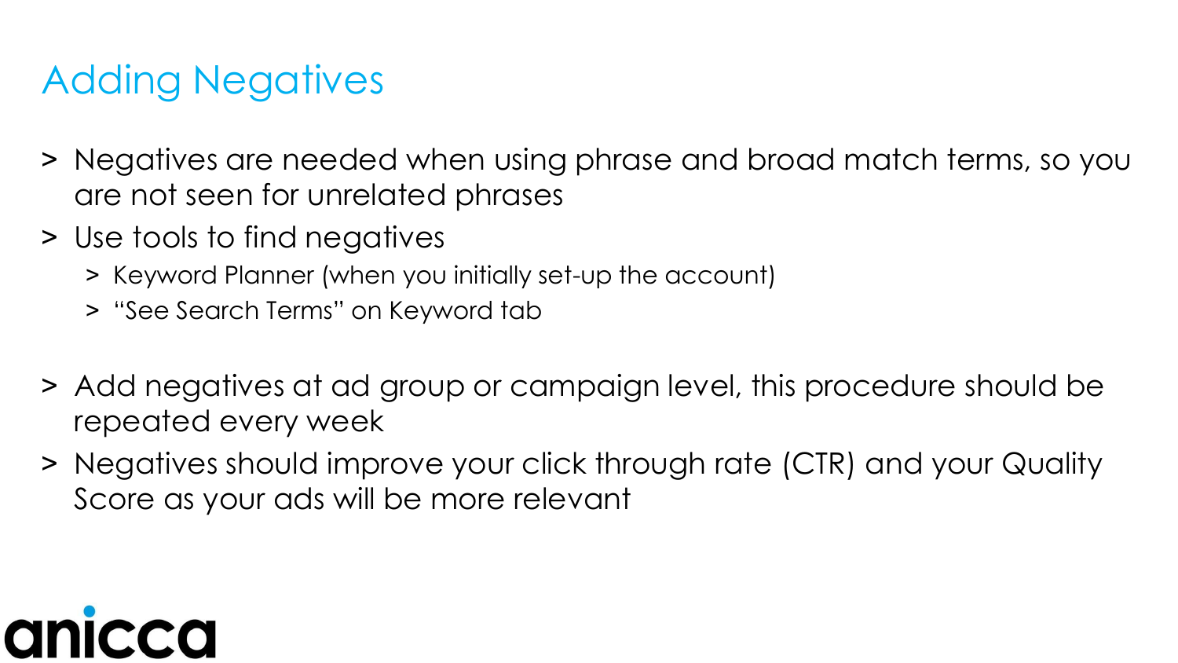# Adding Negatives

- Negatives are needed when using phrase and broad match terms, so you are not seen for unrelated phrases
- Use tools to find negatives
  - Keyword Planner (when you initially set-up the account)
  - "See Search Terms" on Keyword tab
- Add negatives at ad group or campaign level, this procedure should be repeated every week
- Negatives should improve your click through rate (CTR) and your Quality Score as your ads will be more relevant

anicca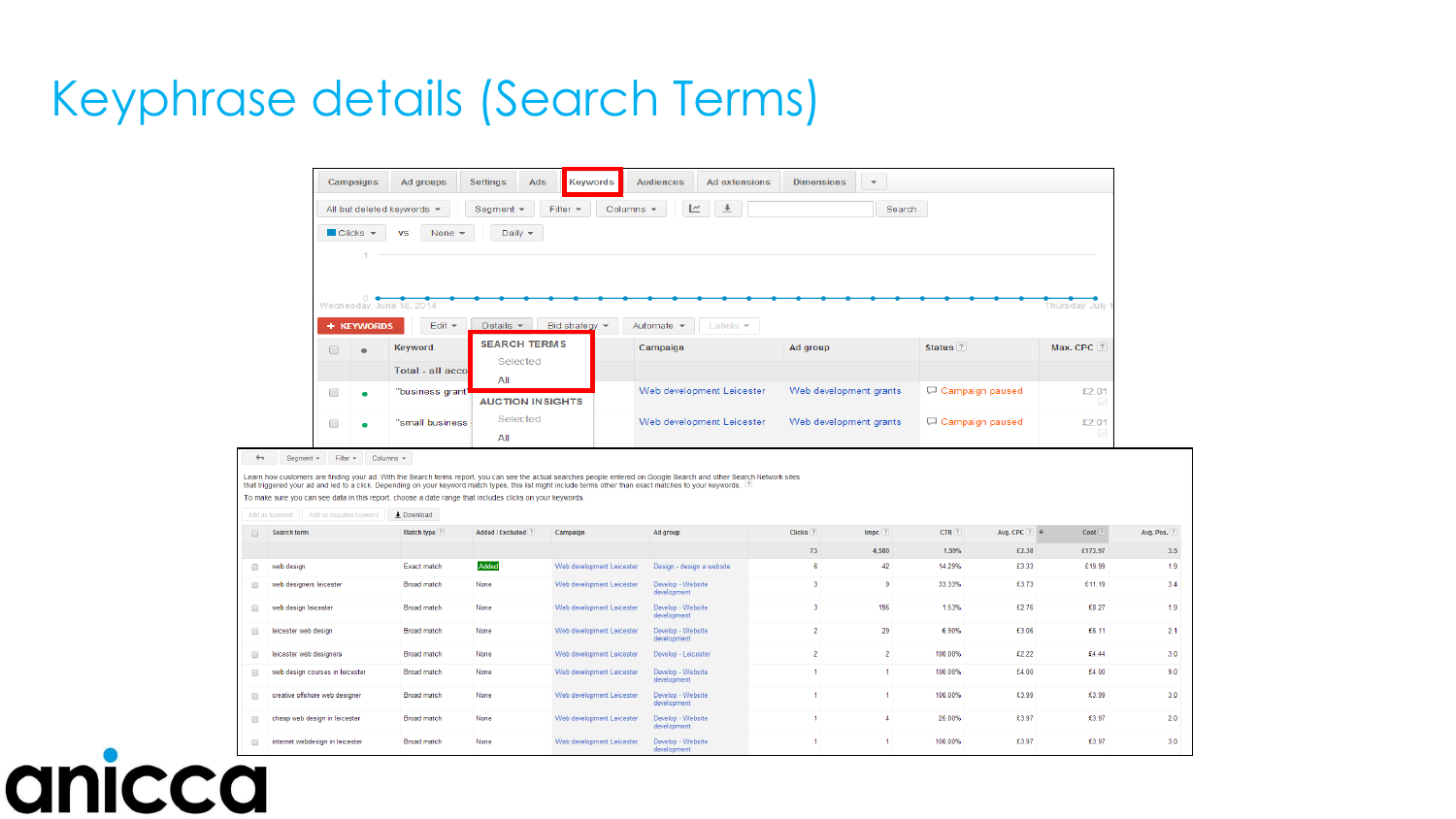# Keyphrase details (Search Terms)

Campaigns | Ad groups | Settings | Ads | Keywords | Audiences | Ad extensions | Dimensions

All but deleted keywords | Segment | Filter | Columns | Search

Clicks vs None | Daily

Wednesday, June 18, 2014 — Thursday, July 1

+ KEYWORDS | Edit | Details | Bid strategy | Automate | Labels

SEARCH TERMS
- Selected
- All

AUCTION INSIGHTS
- Selected
- All

| Keyword | Campaign | Ad group | Status | Max. CPC |
|---|---|---|---|---|
| Total - all acco | | | | |
| "business grant" | Web development Leicester | Web development grants | Campaign paused | £2.01 |
| "small business | Web development Leicester | Web development grants | Campaign paused | £2.01 |

Segment | Filter | Columns

Learn how customers are finding your ad. With the Search terms report, you can see the actual searches people entered on Google Search and other Search Network sites that triggered your ad and led to a click. Depending on your keyword match types, this list might include terms other than exact matches to your keywords.

To make sure you can see data in this report, choose a date range that includes clicks on your keywords.

Add as keyword | Add as negative keyword | Download

| Search term | Match type | Added / Excluded | Campaign | Ad group | Clicks | Impr. | CTR | Avg. CPC | Cost | Avg. Pos. |
|---|---|---|---|---|---|---|---|---|---|---|
| | | | | | 73 | 4,580 | 1.59% | £2.38 | £173.97 | 3.5 |
| web design | Exact match | Added | Web development Leicester | Design - design a website | 6 | 42 | 14.29% | £3.33 | £19.99 | 1.9 |
| web designers leicester | Broad match | None | Web development Leicester | Develop - Website development | 3 | 9 | 33.33% | £3.73 | £11.19 | 3.4 |
| web design leicester | Broad match | None | Web development Leicester | Develop - Website development | 3 | 196 | 1.53% | £2.76 | £8.27 | 1.9 |
| leicester web design | Broad match | None | Web development Leicester | Develop - Website development | 2 | 29 | 6.90% | £3.06 | £6.11 | 2.1 |
| leicester web designers | Broad match | None | Web development Leicester | Develop - Leicester | 2 | 2 | 100.00% | £2.22 | £4.44 | 3.0 |
| web design courses in leicester | Broad match | None | Web development Leicester | Develop - Website development | 1 | 1 | 100.00% | £4.00 | £4.00 | 9.0 |
| creative offshore web designer | Broad match | None | Web development Leicester | Develop - Website development | 1 | 1 | 100.00% | £3.99 | £3.99 | 3.0 |
| cheap web design in leicester | Broad match | None | Web development Leicester | Develop - Website development | 1 | 4 | 25.00% | £3.97 | £3.97 | 2.0 |
| internet webdesign in leicester | Broad match | None | Web development Leicester | Develop - Website development | 1 | 1 | 100.00% | £3.97 | £3.97 | 3.0 |

anicca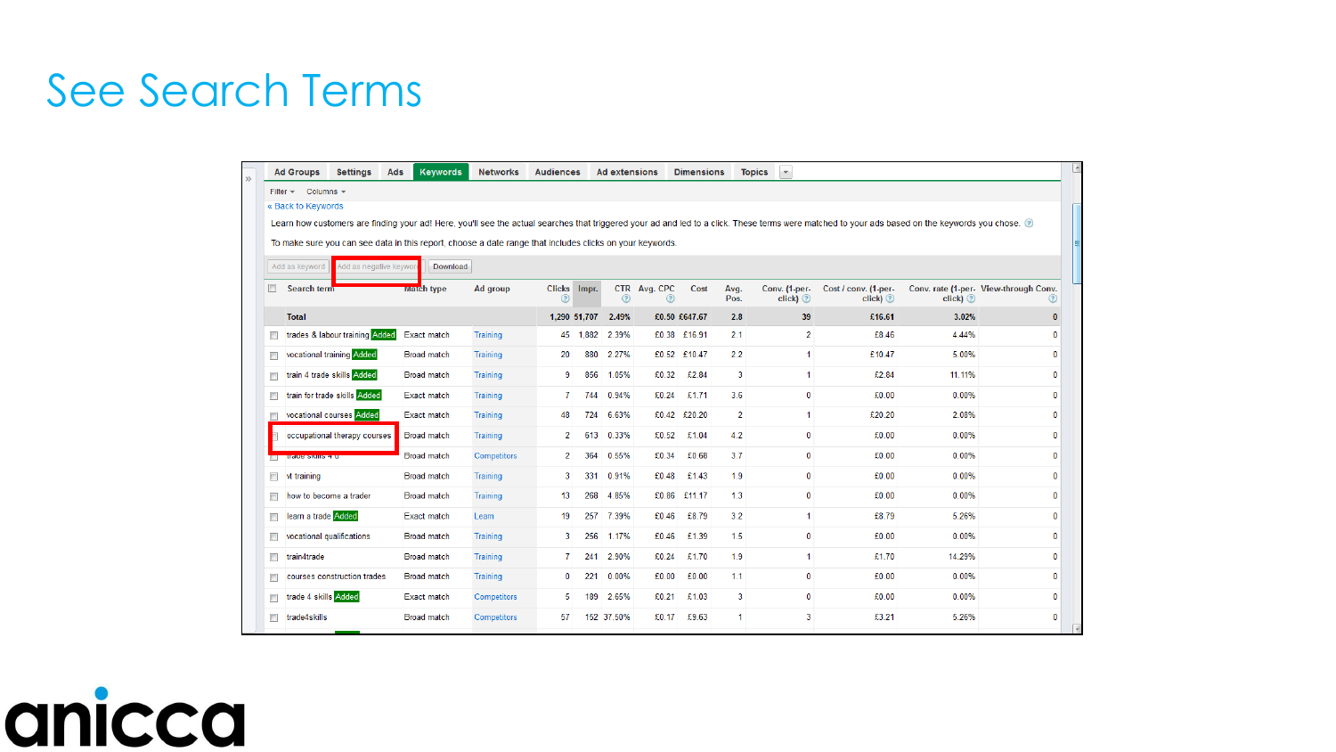# See Search Terms

Ad Groups | Settings | Ads | Keywords | Networks | Audiences | Ad extensions | Dimensions | Topics

Filter ▾ Columns ▾

« Back to Keywords

Learn how customers are finding your ad! Here, you'll see the actual searches that triggered your ad and led to a click. These terms were matched to your ads based on the keywords you chose.

To make sure you can see data in this report, choose a date range that includes clicks on your keywords.

Add as keyword | Add as negative keyword | Download

| Search term | Match type | Ad group | Clicks | Impr. | CTR | Avg. CPC | Cost | Avg. Pos. | Conv. (1-per-click) | Cost / conv. (1-per-click) | Conv. rate (1-per-click) | View-through Conv. |
|---|---|---|---|---|---|---|---|---|---|---|---|---|
| Total | | | 1,290 | 51,707 | 2.49% | £0.50 | £647.67 | 2.8 | 39 | £16.61 | 3.02% | 0 |
| trades & labour training Added | Exact match | Training | 45 | 1,882 | 2.39% | £0.38 | £16.91 | 2.1 | 2 | £8.46 | 4.44% | 0 |
| vocational training Added | Broad match | Training | 20 | 880 | 2.27% | £0.52 | £10.47 | 2.2 | 1 | £10.47 | 5.00% | 0 |
| train 4 trade skills Added | Broad match | Training | 9 | 856 | 1.05% | £0.32 | £2.84 | 3 | 1 | £2.84 | 11.11% | 0 |
| train for trade skills Added | Exact match | Training | 7 | 744 | 0.94% | £0.24 | £1.71 | 3.6 | 0 | £0.00 | 0.00% | 0 |
| vocational courses Added | Exact match | Training | 48 | 724 | 6.63% | £0.42 | £20.20 | 2 | 1 | £20.20 | 2.08% | 0 |
| occupational therapy courses | Broad match | Training | 2 | 613 | 0.33% | £0.52 | £1.04 | 4.2 | 0 | £0.00 | 0.00% | 0 |
| trade skills 4 u | Broad match | Competitors | 2 | 364 | 0.55% | £0.34 | £0.68 | 3.7 | 0 | £0.00 | 0.00% | 0 |
| vt training | Broad match | Training | 3 | 331 | 0.91% | £0.48 | £1.43 | 1.9 | 0 | £0.00 | 0.00% | 0 |
| how to become a trader | Broad match | Training | 13 | 268 | 4.85% | £0.86 | £11.17 | 1.3 | 0 | £0.00 | 0.00% | 0 |
| learn a trade Added | Exact match | Learn | 19 | 257 | 7.39% | £0.46 | £8.79 | 3.2 | 1 | £8.79 | 5.26% | 0 |
| vocational qualifications | Broad match | Training | 3 | 256 | 1.17% | £0.46 | £1.39 | 1.5 | 0 | £0.00 | 0.00% | 0 |
| train4trade | Broad match | Training | 7 | 241 | 2.90% | £0.24 | £1.70 | 1.9 | 1 | £1.70 | 14.29% | 0 |
| courses construction trades | Broad match | Training | 0 | 221 | 0.00% | £0.00 | £0.00 | 1.1 | 0 | £0.00 | 0.00% | 0 |
| trade 4 skills Added | Exact match | Competitors | 5 | 189 | 2.65% | £0.21 | £1.03 | 3 | 0 | £0.00 | 0.00% | 0 |
| trade4skills | Broad match | Competitors | 57 | 152 | 37.50% | £0.17 | £9.63 | 1 | 3 | £3.21 | 5.26% | 0 |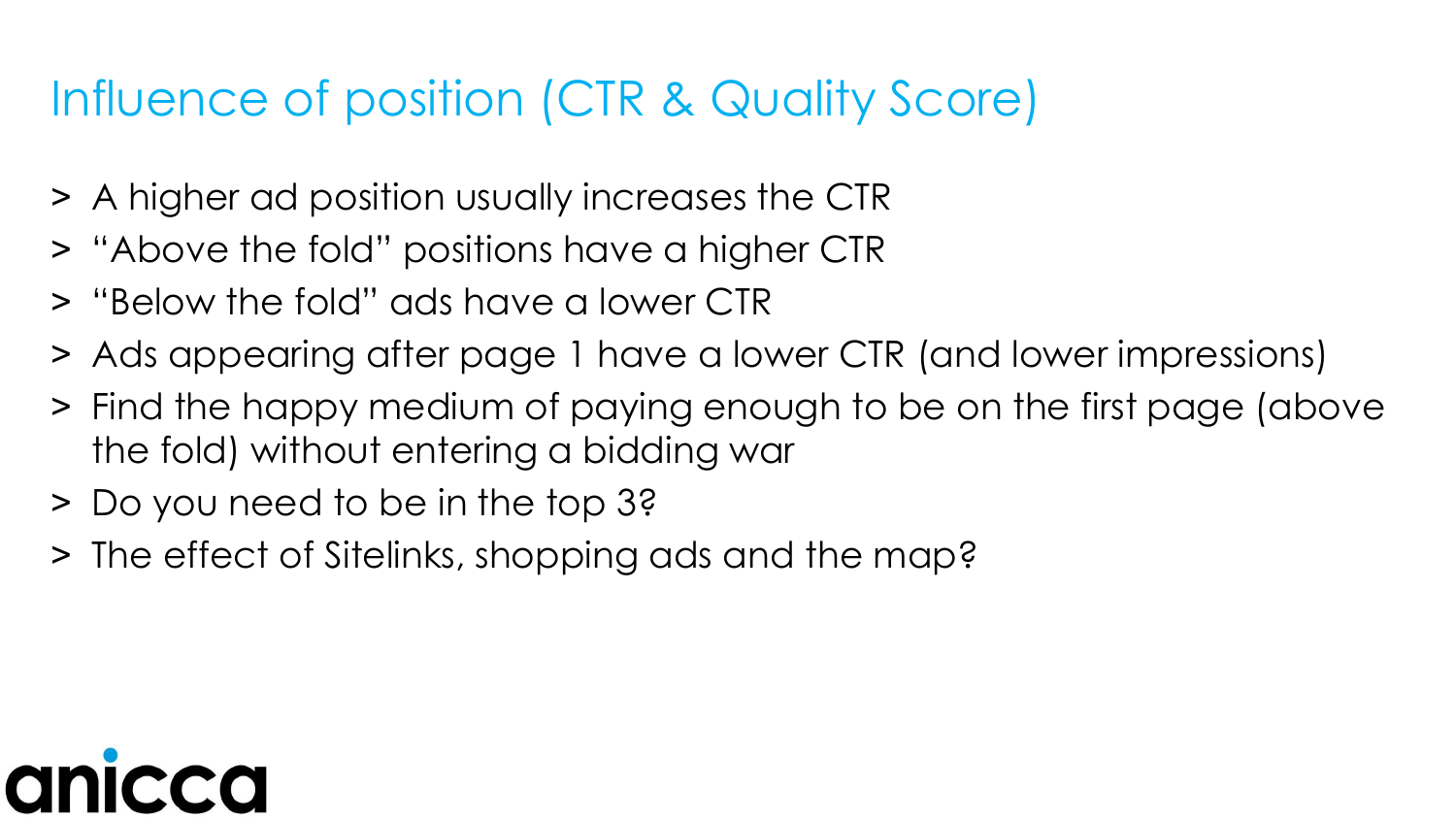# Influence of position (CTR & Quality Score)

- A higher ad position usually increases the CTR
- "Above the fold" positions have a higher CTR
- "Below the fold" ads have a lower CTR
- Ads appearing after page 1 have a lower CTR (and lower impressions)
- Find the happy medium of paying enough to be on the first page (above the fold) without entering a bidding war
- Do you need to be in the top 3?
- The effect of Sitelinks, shopping ads and the map?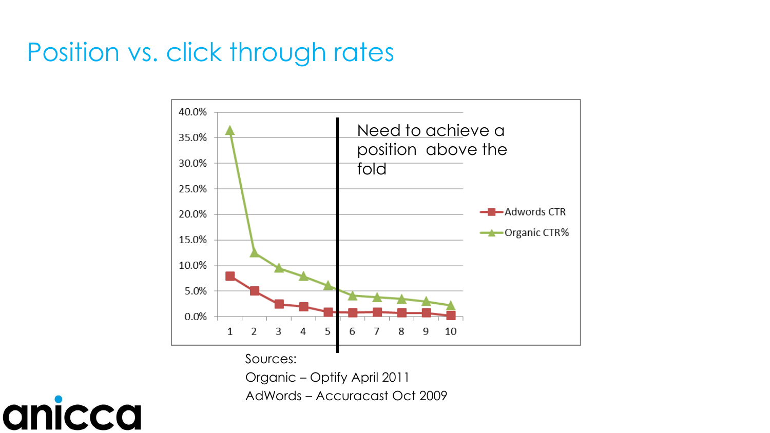# Position vs. click through rates

Need to achieve a position above the fold

Sources:

Organic – Optify April 2011

AdWords – Accuracast Oct 2009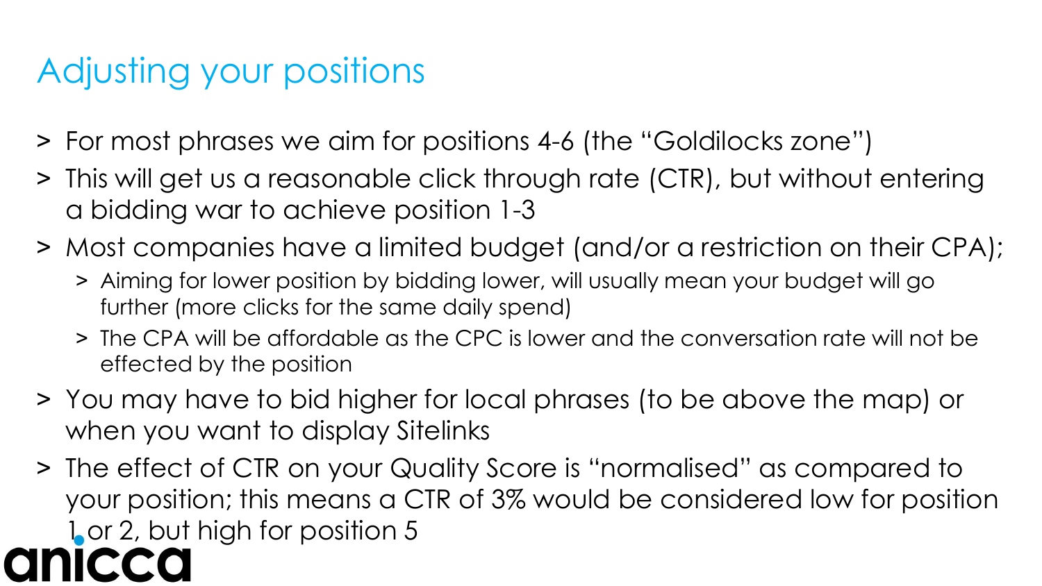# Adjusting your positions

- For most phrases we aim for positions 4-6 (the "Goldilocks zone")
- This will get us a reasonable click through rate (CTR), but without entering a bidding war to achieve position 1-3
- Most companies have a limited budget (and/or a restriction on their CPA);
  - Aiming for lower position by bidding lower, will usually mean your budget will go further (more clicks for the same daily spend)
  - The CPA will be affordable as the CPC is lower and the conversation rate will not be effected by the position
- You may have to bid higher for local phrases (to be above the map) or when you want to display Sitelinks
- The effect of CTR on your Quality Score is "normalised" as compared to your position; this means a CTR of 3% would be considered low for position 1 or 2, but high for position 5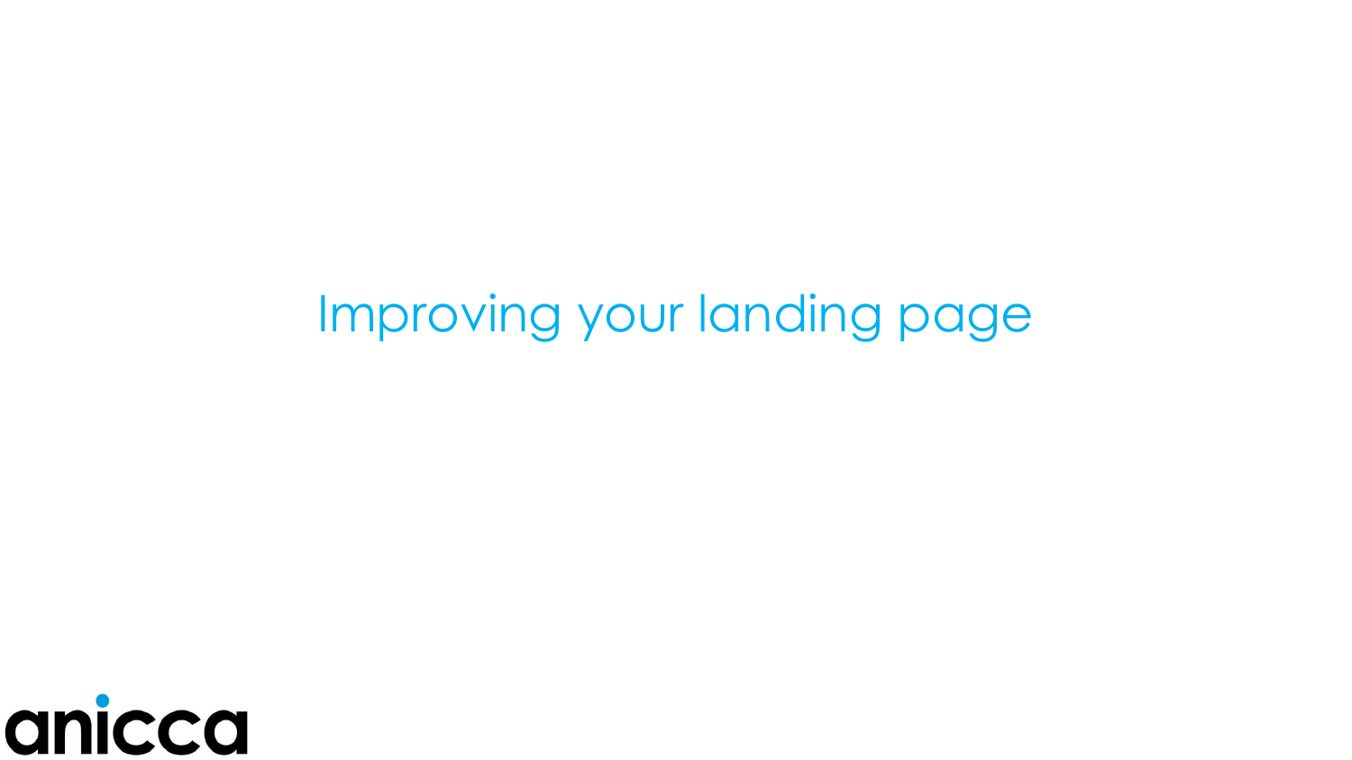# Improving your landing page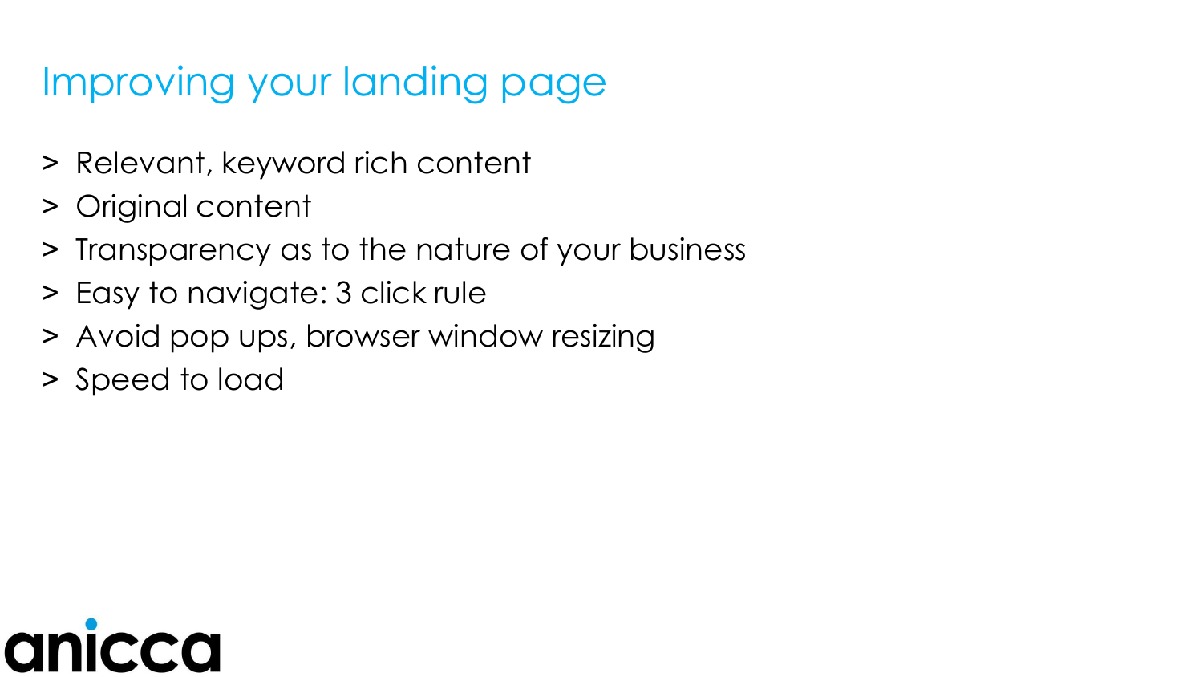# Improving your landing page

- Relevant, keyword rich content
- Original content
- Transparency as to the nature of your business
- Easy to navigate: 3 click rule
- Avoid pop ups, browser window resizing
- Speed to load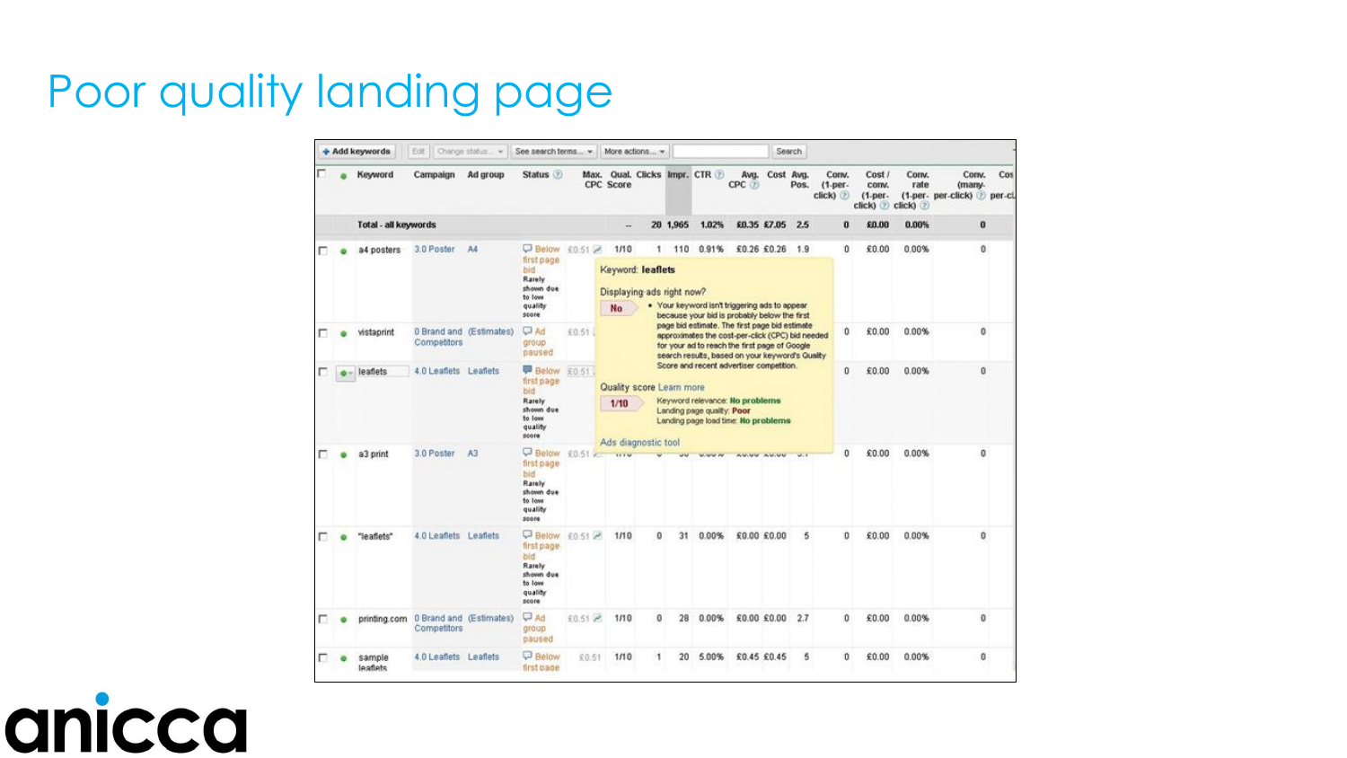# Poor quality landing page

| Keyword | Campaign | Ad group | Status | Max. CPC | Qual. Score | Clicks | Impr. | CTR | Avg. CPC | Cost | Avg. Pos. | Conv. (1-per-click) | Cost / conv. (1-per-click) | Conv. rate (1-per-click) | Conv. (many-per-click) |
|---|---|---|---|---|---|---|---|---|---|---|---|---|---|---|---|
| Total - all keywords | | | | -- | | 20 | 1,965 | 1.02% | £0.35 | £7.05 | 2.5 | 0 | £0.00 | 0.00% | 0 |
| a4 posters | 3.0 Poster | A4 | Below first page bid Rarely shown due to low quality score | £0.51 | 1/10 | 1 | 110 | 0.91% | £0.26 | £0.26 | 1.9 | 0 | £0.00 | 0.00% | 0 |
| vistaprint | 0 Brand and Competitors | (Estimates) | Ad group paused | £0.51 | | | | | | | | 0 | £0.00 | 0.00% | 0 |
| leaflets | 4.0 Leaflets | Leaflets | Below first page bid Rarely shown due to low quality score | £0.51 | | | | | | | | 0 | £0.00 | 0.00% | 0 |
| a3 print | 3.0 Poster | A3 | Below first page bid Rarely shown due to low quality score | £0.51 | | | | | | | | 0 | £0.00 | 0.00% | 0 |
| "leaflets" | 4.0 Leaflets | Leaflets | Below first page bid Rarely shown due to low quality score | £0.51 | 1/10 | 0 | 31 | 0.00% | £0.00 | £0.00 | 5 | 0 | £0.00 | 0.00% | 0 |
| printing.com | 0 Brand and Competitors | (Estimates) | Ad group paused | £0.51 | 1/10 | 0 | 28 | 0.00% | £0.00 | £0.00 | 2.7 | 0 | £0.00 | 0.00% | 0 |
| sample leaflets | 4.0 Leaflets | Leaflets | Below first page | £0.51 | 1/10 | 1 | 20 | 5.00% | £0.45 | £0.45 | 5 | 0 | £0.00 | 0.00% | 0 |

**Keyword: leaflets**

Displaying ads right now?

**No**

- Your keyword isn't triggering ads to appear because your bid is probably below the first page bid estimate. The first page bid estimate approximates the cost-per-click (CPC) bid needed for your ad to reach the first page of Google search results, based on your keyword's Quality Score and recent advertiser competition.

Quality score Learn more

**1/10**

Keyword relevance: **No problems**
Landing page quality: **Poor**
Landing page load time: **No problems**

Ads diagnostic tool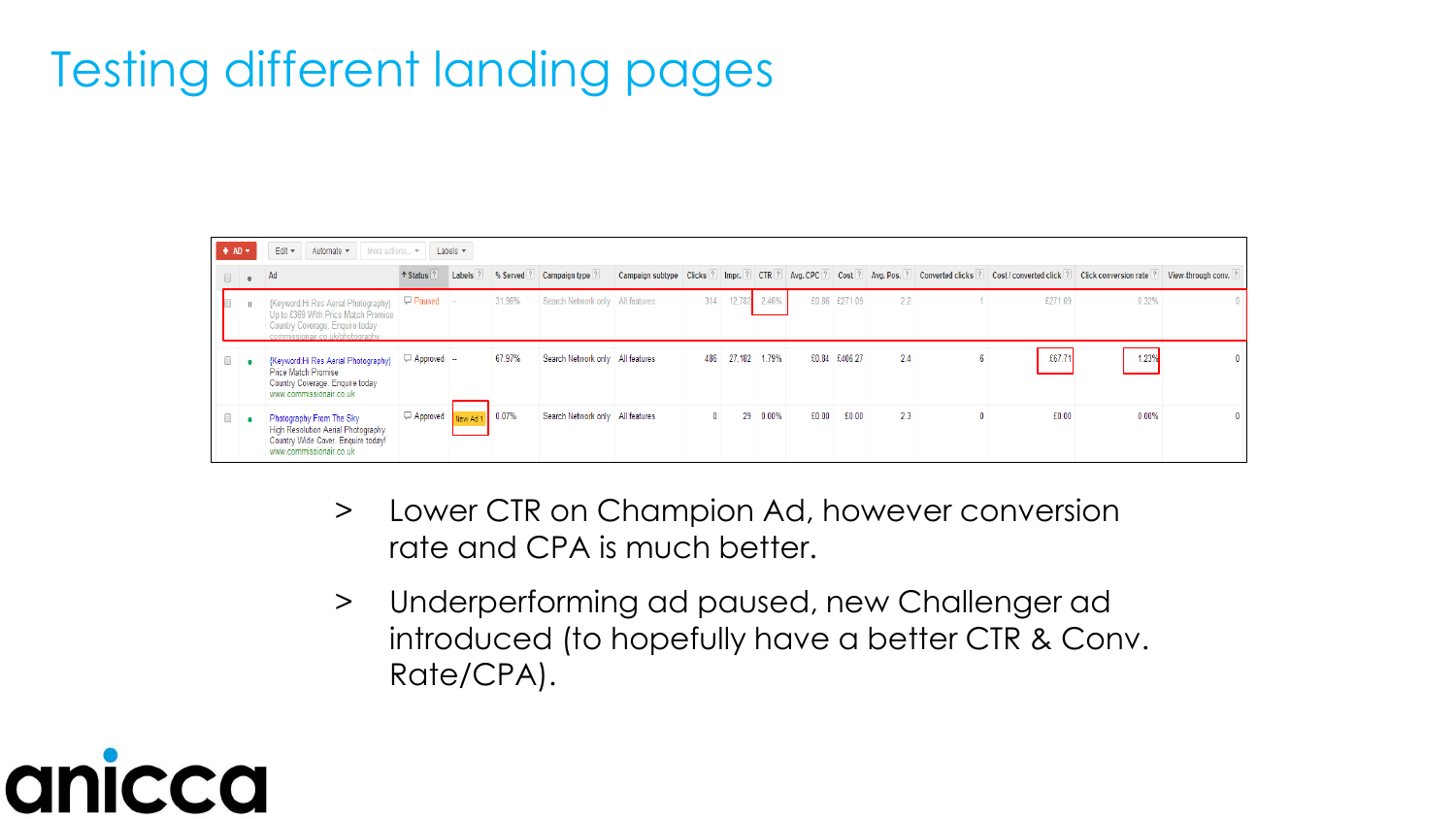# Testing different landing pages

| | Ad | Status | Labels | % Served | Campaign type | Campaign subtype | Clicks | Impr. | CTR | Avg. CPC | Cost | Avg. Pos. | Converted clicks | Cost / converted click | Click conversion rate | View-through conv. |
|---|---|---|---|---|---|---|---|---|---|---|---|---|---|---|---|---|
| II | {Keyword:Hi Res Aerial Photography} Up to £369 With Price Match Promise Country Coverage. Enquire today commissionair.co.uk/photography | Paused | -- | 31.96% | Search Network only | All features | 314 | 12,782 | 2.46% | £0.86 | £271.09 | 2.2 | 1 | £271.09 | 0.32% | 0 |
| ● | {Keyword:Hi Res Aerial Photography} Price Match Promise Country Coverage. Enquire today www.commissionair.co.uk | Approved | -- | 67.97% | Search Network only | All features | 486 | 27,182 | 1.79% | £0.84 | £406.27 | 2.4 | 6 | £67.71 | 1.23% | 0 |
| ● | Photography From The Sky High Resolution Aerial Photography Country Wide Cover. Enquire today! www.commissionair.co.uk | Approved | New Ad 1 | 0.07% | Search Network only | All features | 0 | 29 | 0.00% | £0.00 | £0.00 | 2.3 | 0 | £0.00 | 0.00% | 0 |

- Lower CTR on Champion Ad, however conversion rate and CPA is much better.
- Underperforming ad paused, new Challenger ad introduced (to hopefully have a better CTR & Conv. Rate/CPA).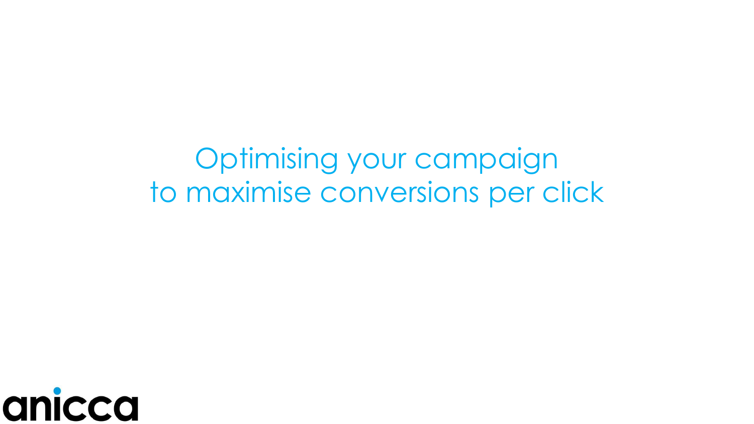# Optimising your campaign to maximise conversions per click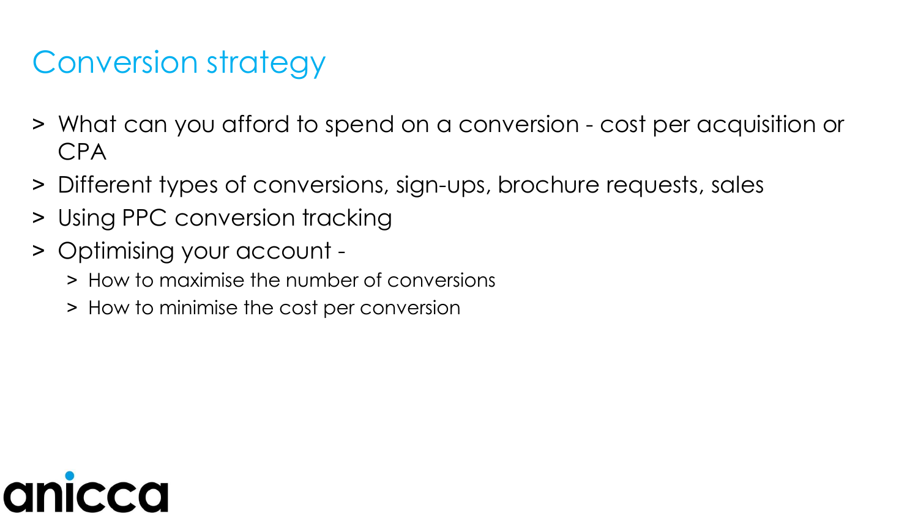# Conversion strategy

- What can you afford to spend on a conversion - cost per acquisition or CPA
- Different types of conversions, sign-ups, brochure requests, sales
- Using PPC conversion tracking
- Optimising your account -
  - How to maximise the number of conversions
  - How to minimise the cost per conversion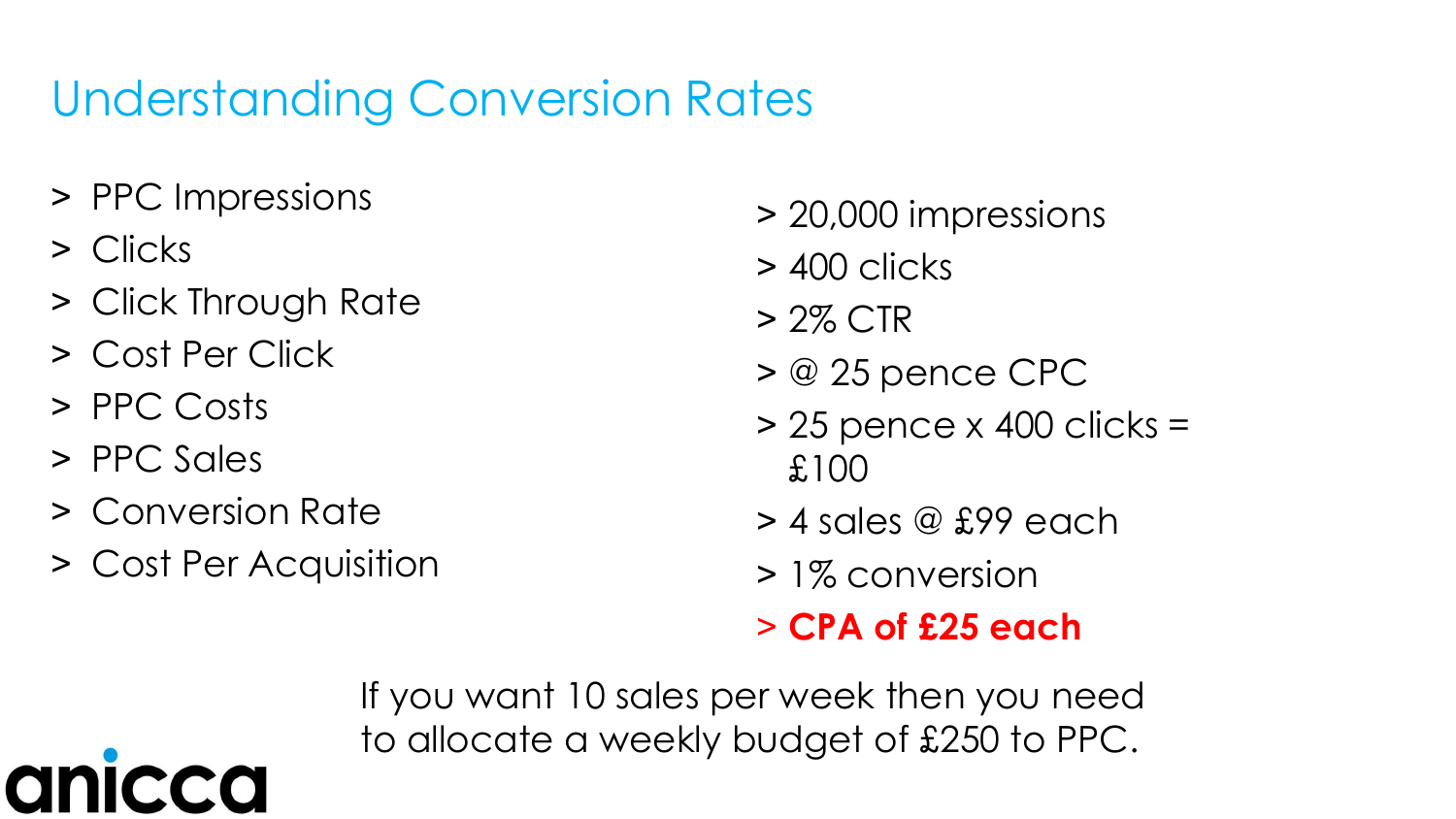# Understanding Conversion Rates

- > PPC Impressions
- > Clicks
- > Click Through Rate
- > Cost Per Click
- > PPC Costs
- > PPC Sales
- > Conversion Rate
- > Cost Per Acquisition

- > 20,000 impressions
- > 400 clicks
- > 2% CTR
- > @ 25 pence CPC
- > 25 pence x 400 clicks = £100
- > 4 sales @ £99 each
- > 1% conversion
- > **CPA of £25 each**

If you want 10 sales per week then you need to allocate a weekly budget of £250 to PPC.

anicca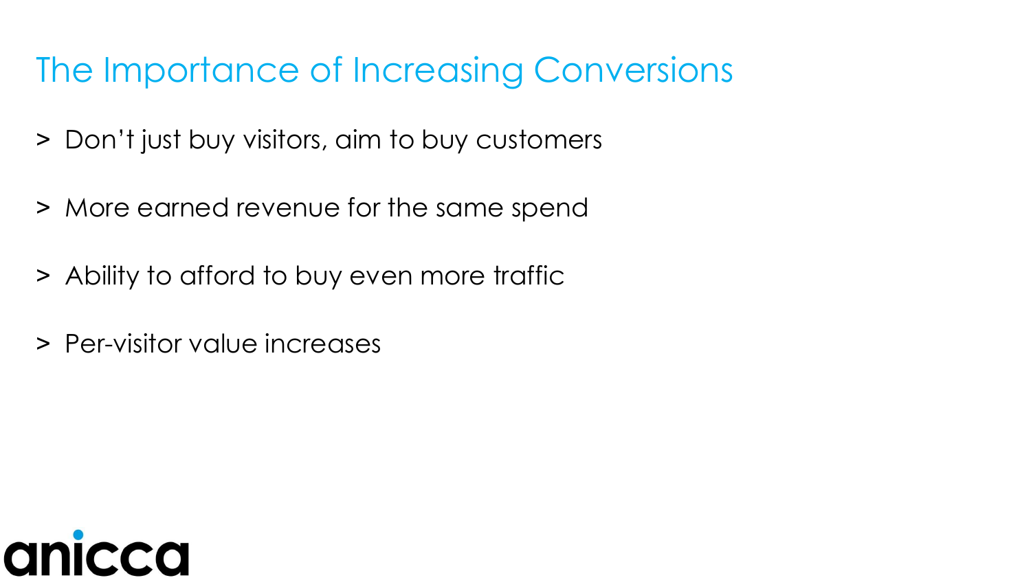# The Importance of Increasing Conversions

- Don't just buy visitors, aim to buy customers
- More earned revenue for the same spend
- Ability to afford to buy even more traffic
- Per-visitor value increases

anicca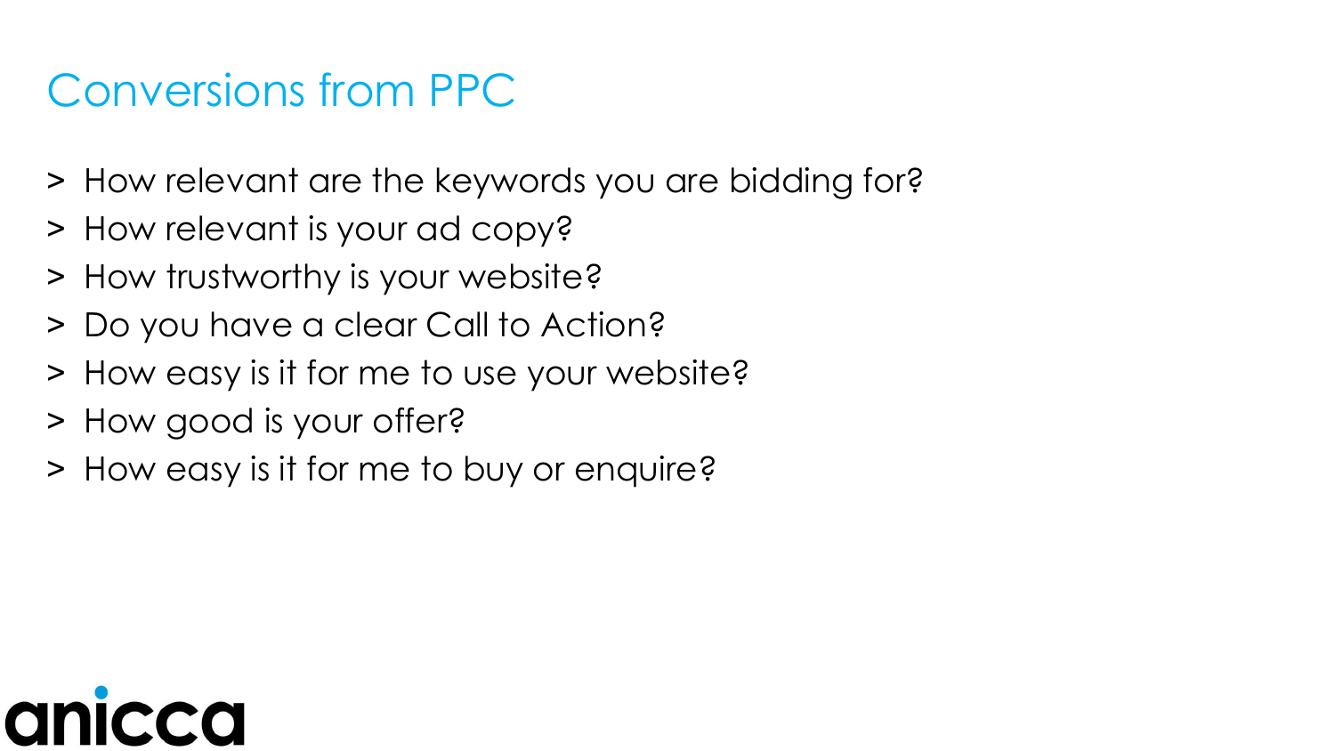# Conversions from PPC

- How relevant are the keywords you are bidding for?
- How relevant is your ad copy?
- How trustworthy is your website?
- Do you have a clear Call to Action?
- How easy is it for me to use your website?
- How good is your offer?
- How easy is it for me to buy or enquire?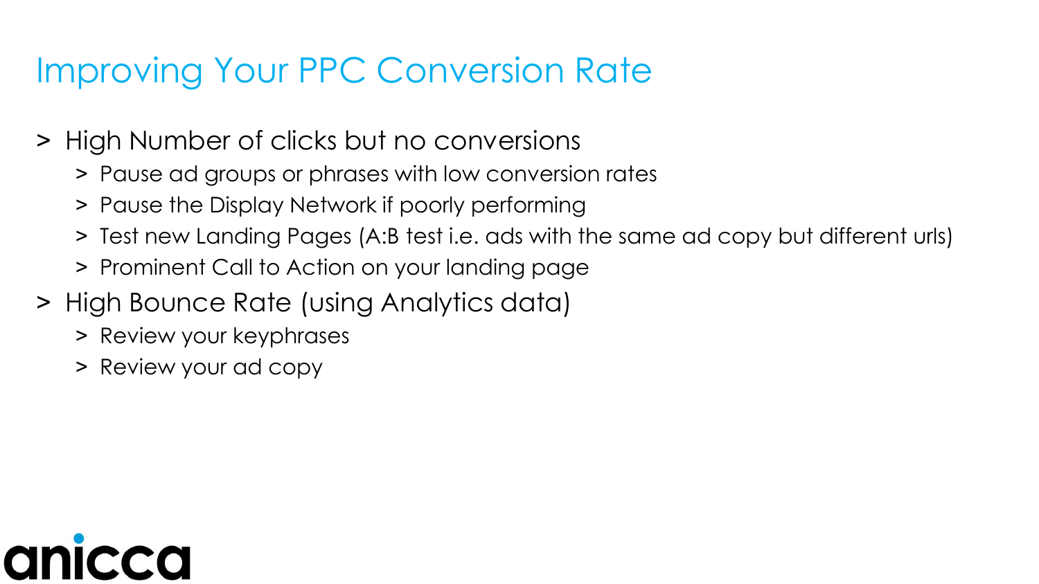# Improving Your PPC Conversion Rate

- High Number of clicks but no conversions
  - Pause ad groups or phrases with low conversion rates
  - Pause the Display Network if poorly performing
  - Test new Landing Pages (A:B test i.e. ads with the same ad copy but different urls)
  - Prominent Call to Action on your landing page
- High Bounce Rate (using Analytics data)
  - Review your keyphrases
  - Review your ad copy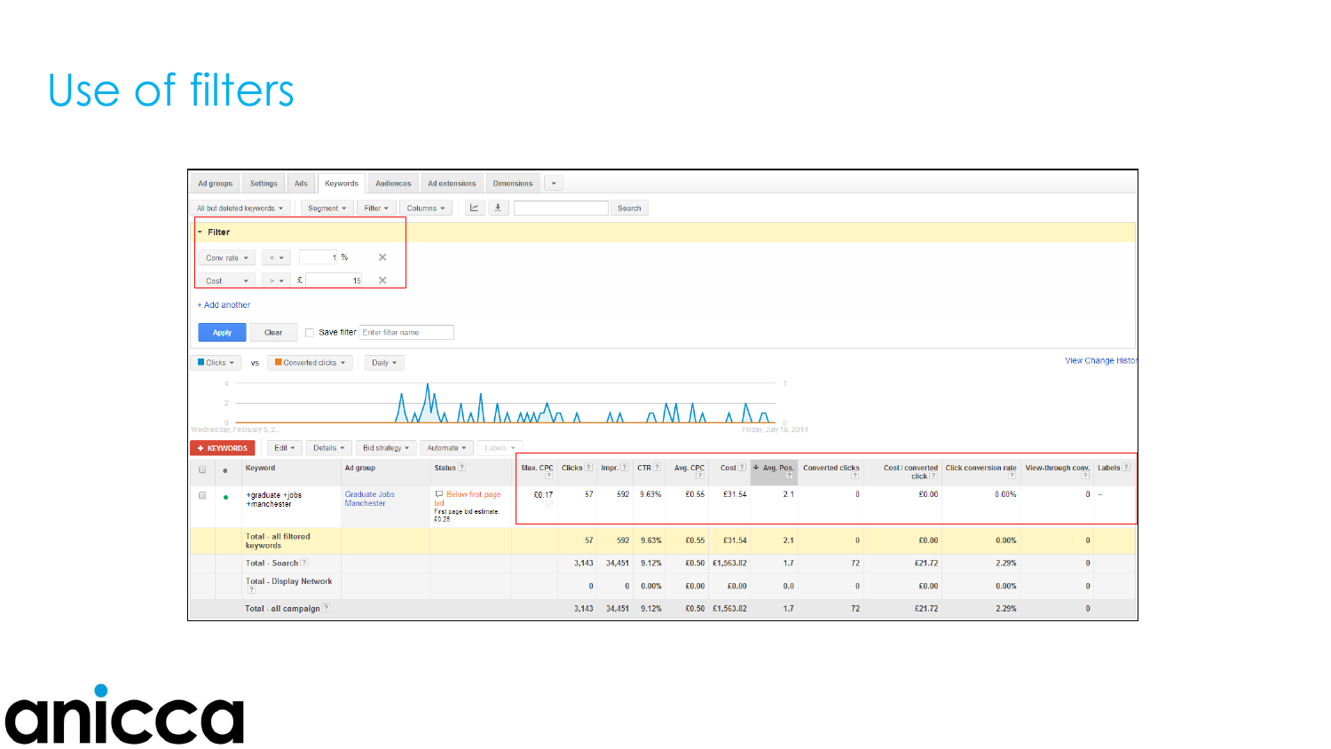# Use of filters

Ad groups | Settings | Ads | Keywords | Audiences | Ad extensions | Dimensions

All but deleted keywords | Segment | Filter | Columns | Search

**Filter**

Conv. rate < 1 %

Cost > £ 15

+ Add another

Apply | Clear | Save filter | Enter filter name

Clicks vs Converted clicks | Daily | View Change History

Wednesday, February 5, 2... Friday, July 18, 2014

+ KEYWORDS | Edit | Details | Bid strategy | Automate | Labels

| Keyword | Ad group | Status | Max. CPC | Clicks | Impr. | CTR | Avg. CPC | Cost | Avg. Pos. | Converted clicks | Cost / converted click | Click conversion rate | View-through conv. | Labels |
|---|---|---|---|---|---|---|---|---|---|---|---|---|---|---|
| +graduate +jobs +manchester | Graduate Jobs Manchester | Below first page bid First page bid estimate: £0.25 | £0.17 | 57 | 592 | 9.63% | £0.55 | £31.54 | 2.1 | 0 | £0.00 | 0.00% | 0 | – |
| Total - all filtered keywords | | | | 57 | 592 | 9.63% | £0.55 | £31.54 | 2.1 | 0 | £0.00 | 0.00% | 0 | |
| Total - Search | | | | 3,143 | 34,451 | 9.12% | £0.50 | £1,563.82 | 1.7 | 72 | £21.72 | 2.29% | 0 | |
| Total - Display Network | | | | 0 | 0 | 0.00% | £0.00 | £0.00 | 0.0 | 0 | £0.00 | 0.00% | 0 | |
| Total - all campaign | | | | 3,143 | 34,451 | 9.12% | £0.50 | £1,563.82 | 1.7 | 72 | £21.72 | 2.29% | 0 | |

anicca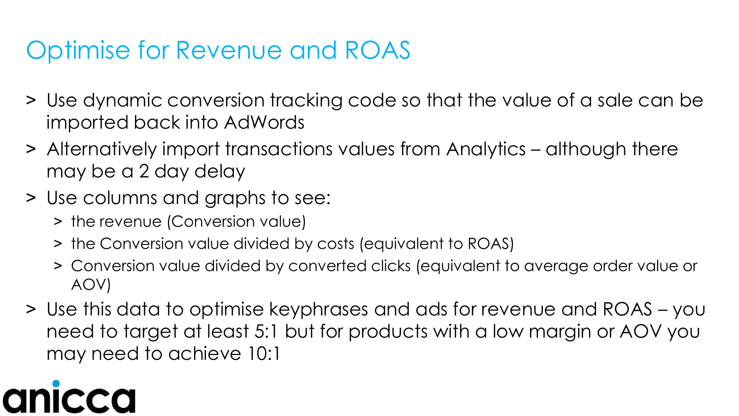# Optimise for Revenue and ROAS

- Use dynamic conversion tracking code so that the value of a sale can be imported back into AdWords
- Alternatively import transactions values from Analytics – although there may be a 2 day delay
- Use columns and graphs to see:
  - the revenue (Conversion value)
  - the Conversion value divided by costs (equivalent to ROAS)
  - Conversion value divided by converted clicks (equivalent to average order value or AOV)
- Use this data to optimise keyphrases and ads for revenue and ROAS – you need to target at least 5:1 but for products with a low margin or AOV you may need to achieve 10:1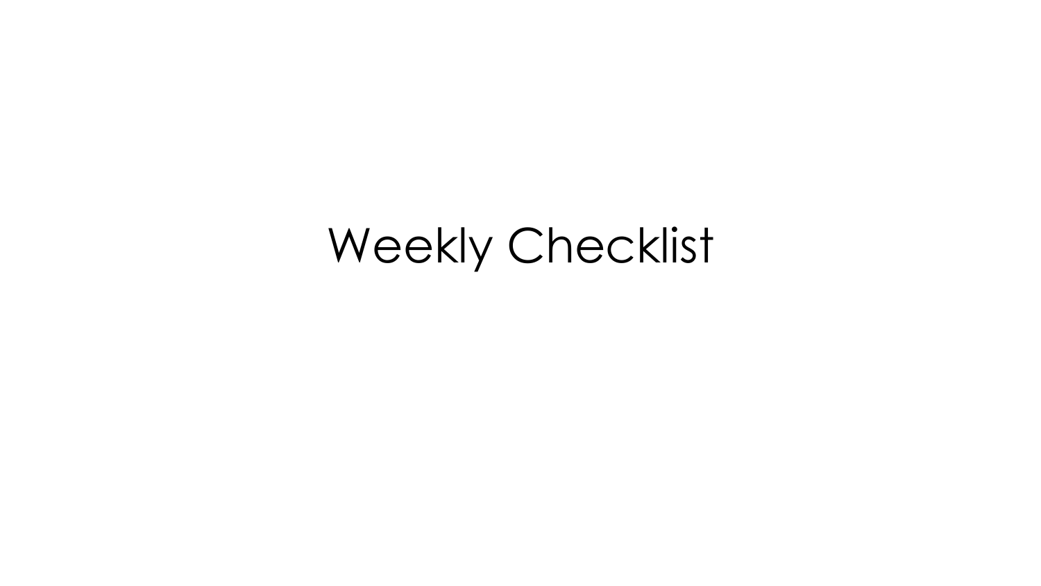# Weekly Checklist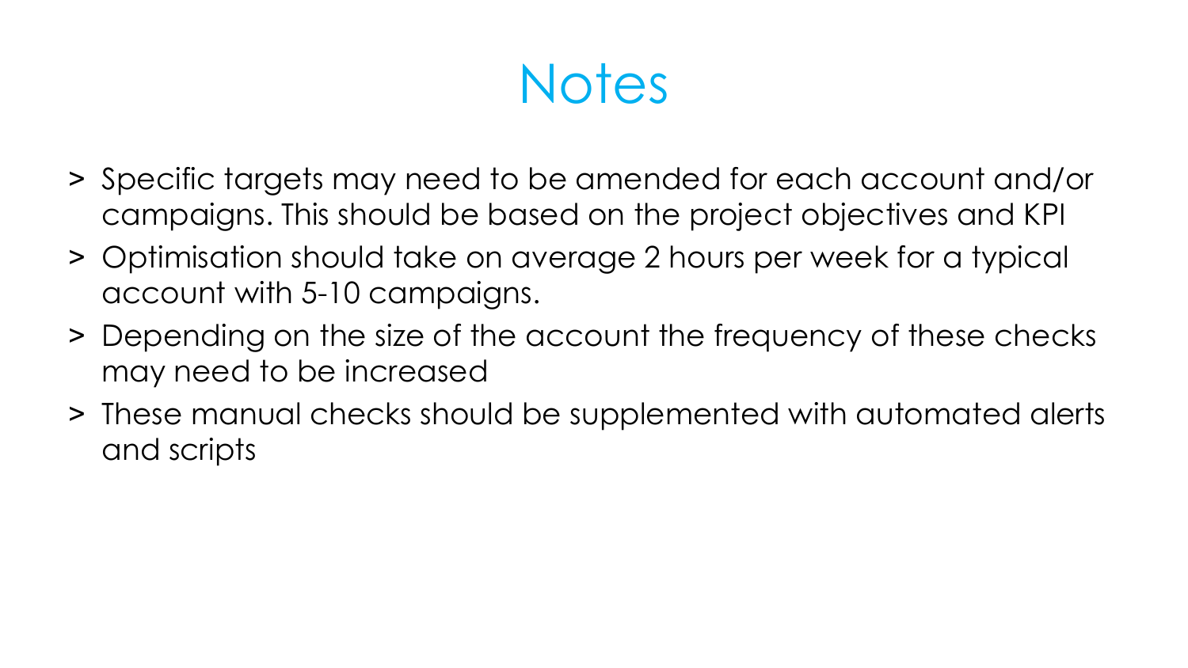# Notes

- Specific targets may need to be amended for each account and/or campaigns. This should be based on the project objectives and KPI
- Optimisation should take on average 2 hours per week for a typical account with 5-10 campaigns.
- Depending on the size of the account the frequency of these checks may need to be increased
- These manual checks should be supplemented with automated alerts and scripts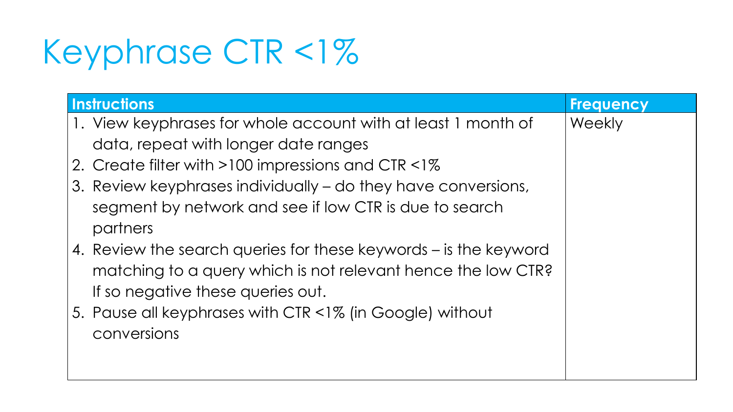# Keyphrase CTR <1%

| Instructions | Frequency |
| --- | --- |
| 1. View keyphrases for whole account with at least 1 month of data, repeat with longer date ranges<br>2. Create filter with >100 impressions and CTR <1%<br>3. Review keyphrases individually – do they have conversions, segment by network and see if low CTR is due to search partners<br>4. Review the search queries for these keywords – is the keyword matching to a query which is not relevant hence the low CTR? If so negative these queries out.<br>5. Pause all keyphrases with CTR <1% (in Google) without conversions | Weekly |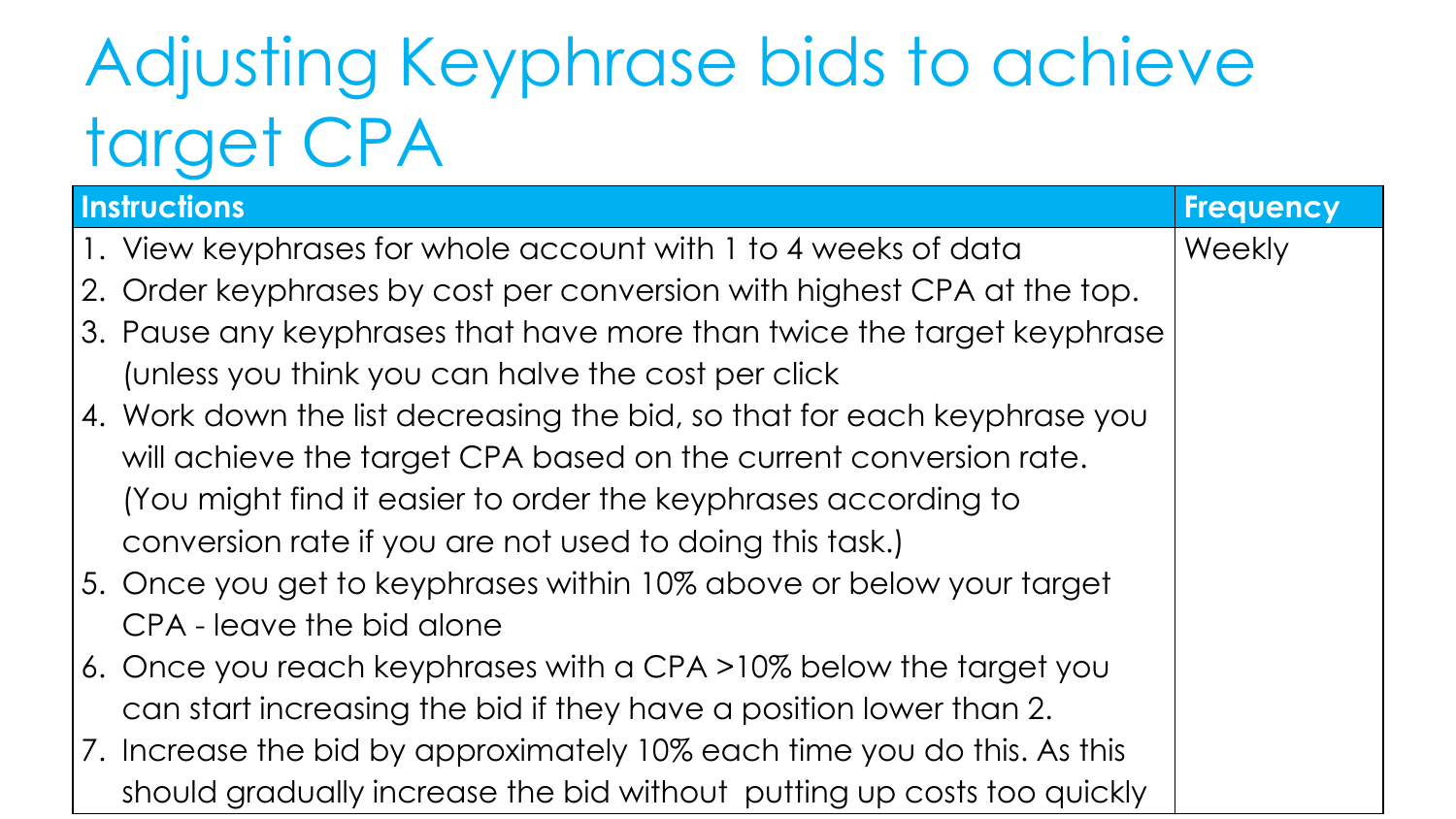# Adjusting Keyphrase bids to achieve target CPA

| Instructions | Frequency |
|---|---|
| 1. View keyphrases for whole account with 1 to 4 weeks of data<br>2. Order keyphrases by cost per conversion with highest CPA at the top.<br>3. Pause any keyphrases that have more than twice the target keyphrase (unless you think you can halve the cost per click<br>4. Work down the list decreasing the bid, so that for each keyphrase you will achieve the target CPA based on the current conversion rate. (You might find it easier to order the keyphrases according to conversion rate if you are not used to doing this task.)<br>5. Once you get to keyphrases within 10% above or below your target CPA - leave the bid alone<br>6. Once you reach keyphrases with a CPA >10% below the target you can start increasing the bid if they have a position lower than 2.<br>7. Increase the bid by approximately 10% each time you do this. As this should gradually increase the bid without putting up costs too quickly | Weekly |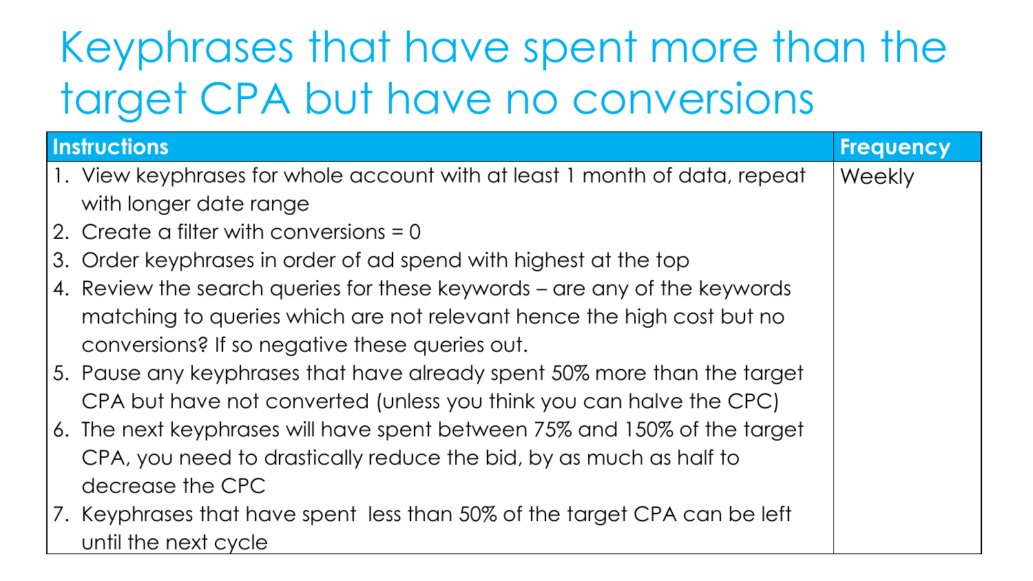# Keyphrases that have spent more than the target CPA but have no conversions

| Instructions | Frequency |
| --- | --- |
| 1. View keyphrases for whole account with at least 1 month of data, repeat with longer date range<br>2. Create a filter with conversions = 0<br>3. Order keyphrases in order of ad spend with highest at the top<br>4. Review the search queries for these keywords – are any of the keywords matching to queries which are not relevant hence the high cost but no conversions? If so negative these queries out.<br>5. Pause any keyphrases that have already spent 50% more than the target CPA but have not converted (unless you think you can halve the CPC)<br>6. The next keyphrases will have spent between 75% and 150% of the target CPA, you need to drastically reduce the bid, by as much as half to decrease the CPC<br>7. Keyphrases that have spent less than 50% of the target CPA can be left until the next cycle | Weekly |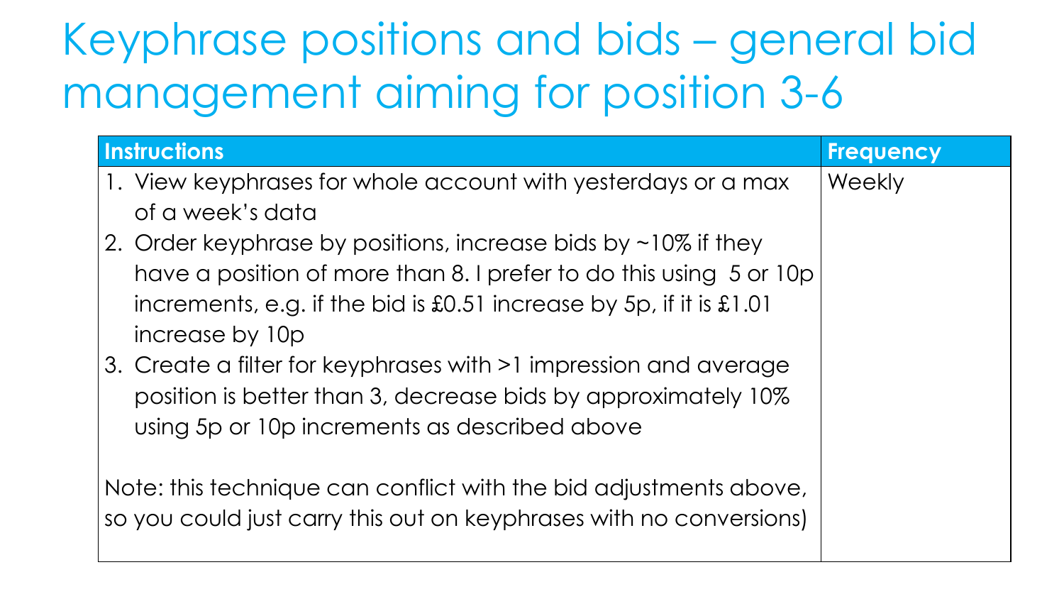# Keyphrase positions and bids – general bid management aiming for position 3-6

| Instructions | Frequency |
| --- | --- |
| 1. View keyphrases for whole account with yesterdays or a max of a week's data<br>2. Order keyphrase by positions, increase bids by ~10% if they have a position of more than 8. I prefer to do this using 5 or 10p increments, e.g. if the bid is £0.51 increase by 5p, if it is £1.01 increase by 10p<br>3. Create a filter for keyphrases with >1 impression and average position is better than 3, decrease bids by approximately 10% using 5p or 10p increments as described above<br><br>Note: this technique can conflict with the bid adjustments above, so you could just carry this out on keyphrases with no conversions) | Weekly |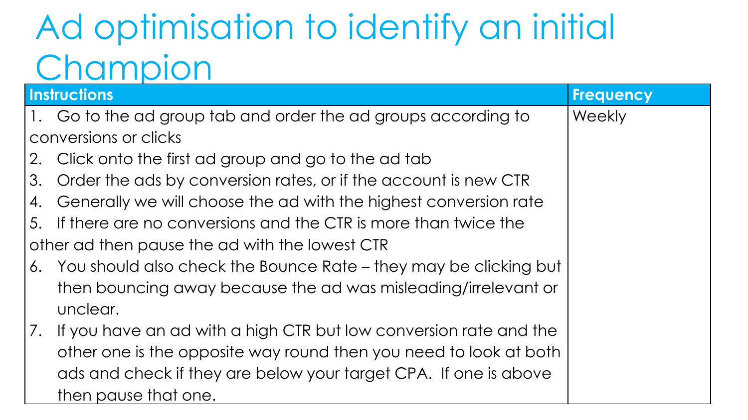# Ad optimisation to identify an initial Champion

| Instructions | Frequency |
| --- | --- |
| 1. Go to the ad group tab and order the ad groups according to conversions or clicks<br>2. Click onto the first ad group and go to the ad tab<br>3. Order the ads by conversion rates, or if the account is new CTR<br>4. Generally we will choose the ad with the highest conversion rate<br>5. If there are no conversions and the CTR is more than twice the other ad then pause the ad with the lowest CTR<br>6. You should also check the Bounce Rate – they may be clicking but then bouncing away because the ad was misleading/irrelevant or unclear.<br>7. If you have an ad with a high CTR but low conversion rate and the other one is the opposite way round then you need to look at both ads and check if they are below your target CPA. If one is above then pause that one. | Weekly |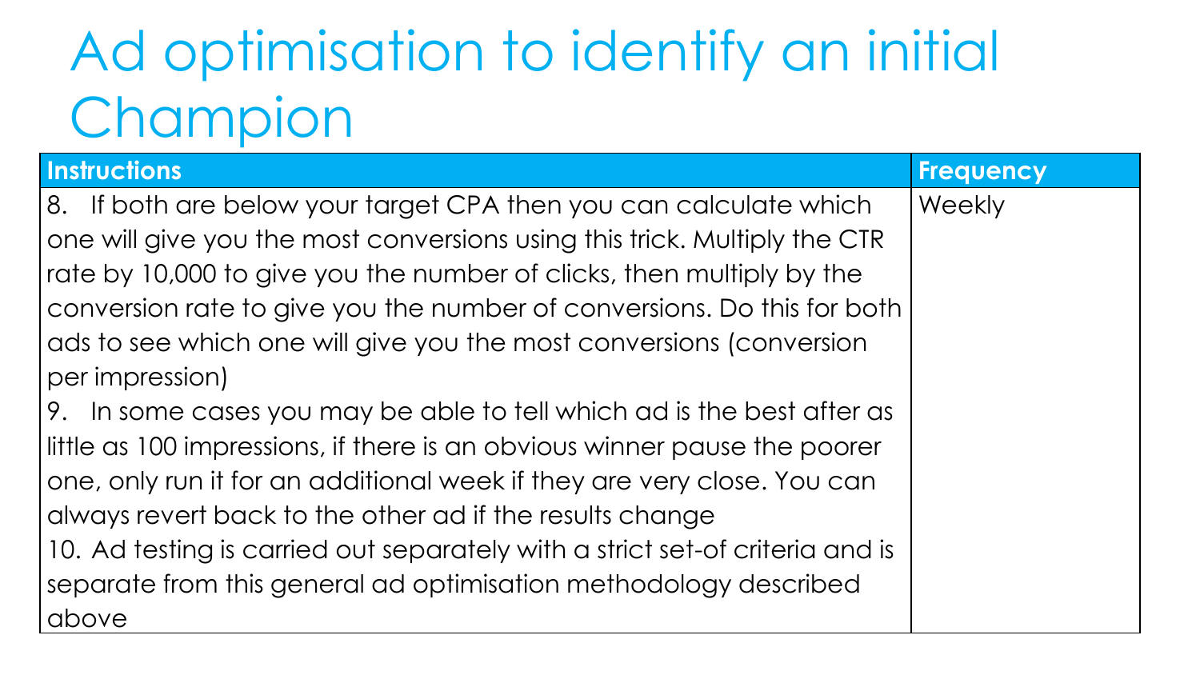# Ad optimisation to identify an initial Champion

| Instructions | Frequency |
|---|---|
| 8. If both are below your target CPA then you can calculate which one will give you the most conversions using this trick. Multiply the CTR rate by 10,000 to give you the number of clicks, then multiply by the conversion rate to give you the number of conversions. Do this for both ads to see which one will give you the most conversions (conversion per impression)<br>9. In some cases you may be able to tell which ad is the best after as little as 100 impressions, if there is an obvious winner pause the poorer one, only run it for an additional week if they are very close. You can always revert back to the other ad if the results change<br>10. Ad testing is carried out separately with a strict set-of criteria and is separate from this general ad optimisation methodology described above | Weekly |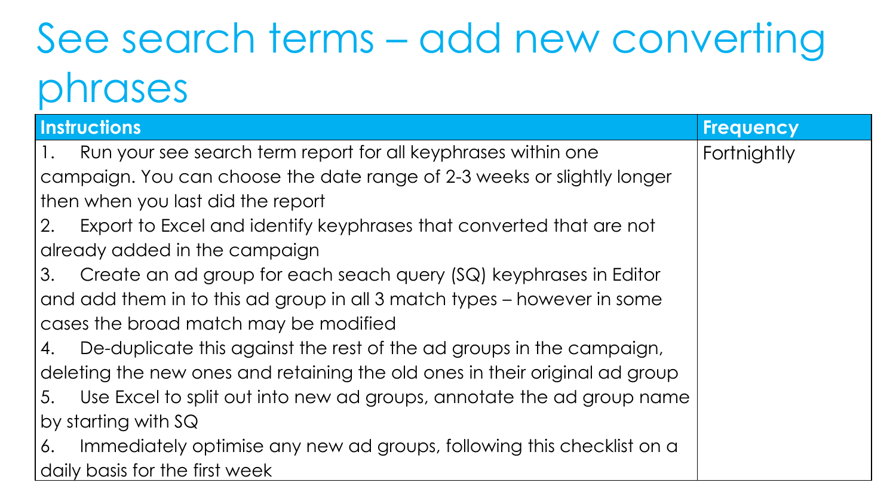# See search terms – add new converting phrases

| Instructions | Frequency |
| --- | --- |
| 1. Run your see search term report for all keyphrases within one campaign. You can choose the date range of 2-3 weeks or slightly longer then when you last did the report<br>2. Export to Excel and identify keyphrases that converted that are not already added in the campaign<br>3. Create an ad group for each seach query (SQ) keyphrases in Editor and add them in to this ad group in all 3 match types – however in some cases the broad match may be modified<br>4. De-duplicate this against the rest of the ad groups in the campaign, deleting the new ones and retaining the old ones in their original ad group<br>5. Use Excel to split out into new ad groups, annotate the ad group name by starting with SQ<br>6. Immediately optimise any new ad groups, following this checklist on a daily basis for the first week | Fortnightly |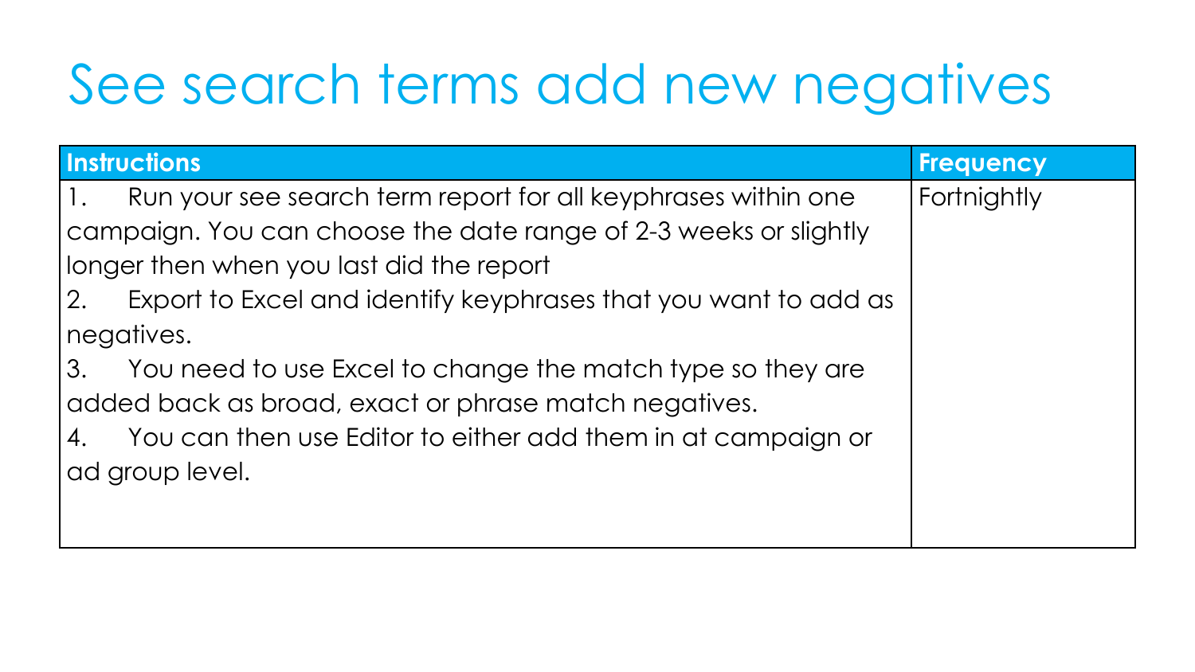# See search terms add new negatives

| Instructions | Frequency |
| --- | --- |
| 1. Run your see search term report for all keyphrases within one campaign. You can choose the date range of 2-3 weeks or slightly longer then when you last did the report<br>2. Export to Excel and identify keyphrases that you want to add as negatives.<br>3. You need to use Excel to change the match type so they are added back as broad, exact or phrase match negatives.<br>4. You can then use Editor to either add them in at campaign or ad group level. | Fortnightly |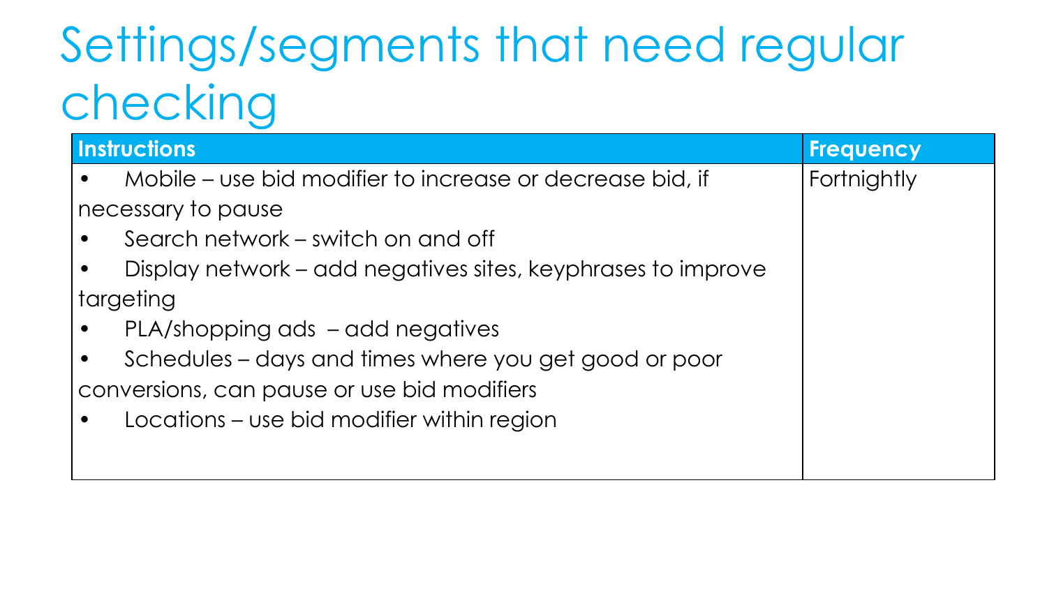# Settings/segments that need regular checking

| Instructions | Frequency |
|---|---|
| • Mobile – use bid modifier to increase or decrease bid, if necessary to pause<br>• Search network – switch on and off<br>• Display network – add negatives sites, keyphrases to improve targeting<br>• PLA/shopping ads – add negatives<br>• Schedules – days and times where you get good or poor conversions, can pause or use bid modifiers<br>• Locations – use bid modifier within region | Fortnightly |